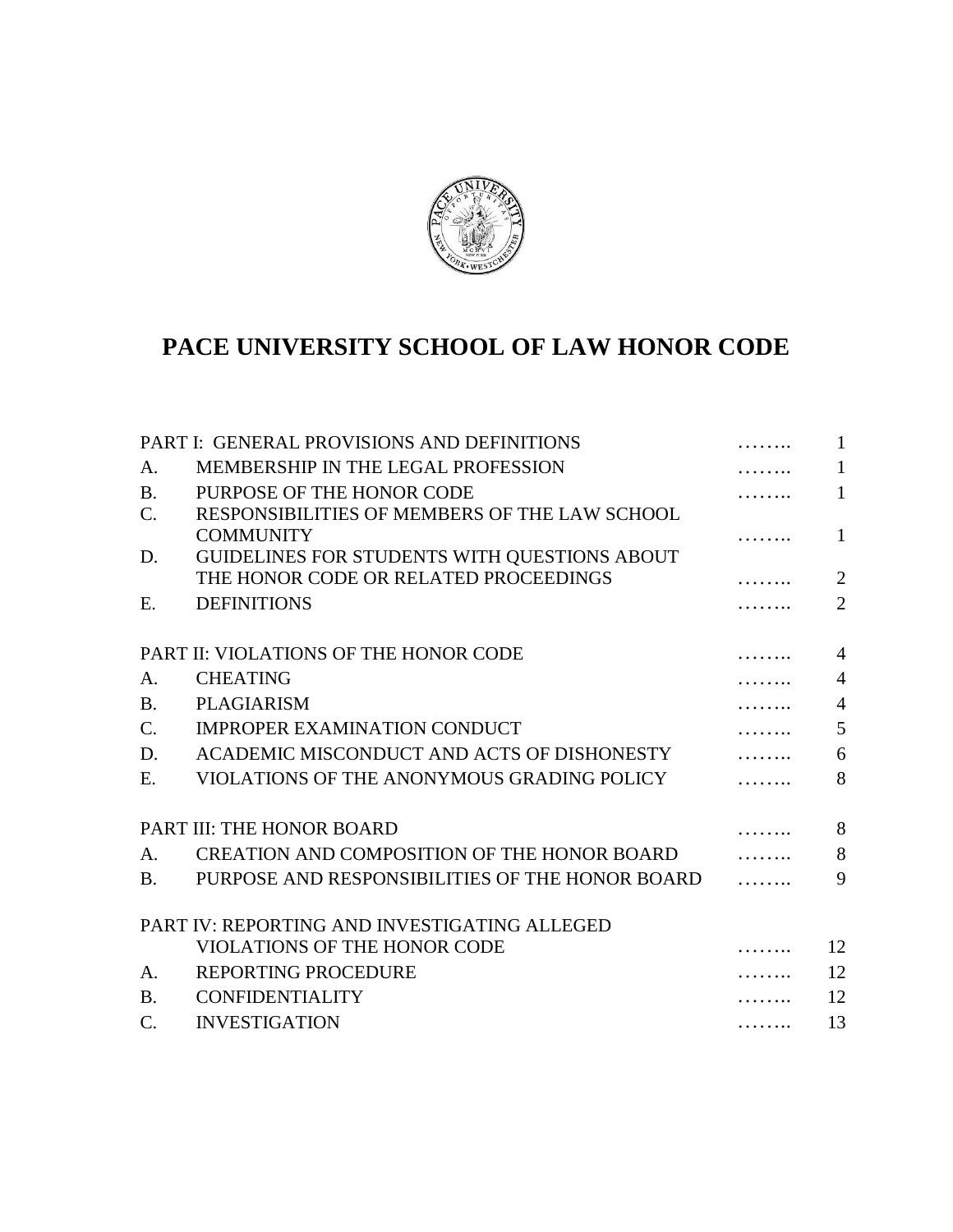# PACE UNIVERSITY SCHOOL OF LAW HONOR CODE

| | | | |
|---|---|---|---|
| PART I: GENERAL PROVISIONS AND DEFINITIONS | | …….. | 1 |
| A. | MEMBERSHIP IN THE LEGAL PROFESSION | …….. | 1 |
| B. | PURPOSE OF THE HONOR CODE | …….. | 1 |
| C. | RESPONSIBILITIES OF MEMBERS OF THE LAW SCHOOL COMMUNITY | …….. | 1 |
| D. | GUIDELINES FOR STUDENTS WITH QUESTIONS ABOUT THE HONOR CODE OR RELATED PROCEEDINGS | …….. | 2 |
| E. | DEFINITIONS | …….. | 2 |
| PART II: VIOLATIONS OF THE HONOR CODE | | …….. | 4 |
| A. | CHEATING | …….. | 4 |
| B. | PLAGIARISM | …….. | 4 |
| C. | IMPROPER EXAMINATION CONDUCT | …….. | 5 |
| D. | ACADEMIC MISCONDUCT AND ACTS OF DISHONESTY | …….. | 6 |
| E. | VIOLATIONS OF THE ANONYMOUS GRADING POLICY | …….. | 8 |
| PART III: THE HONOR BOARD | | …….. | 8 |
| A. | CREATION AND COMPOSITION OF THE HONOR BOARD | …….. | 8 |
| B. | PURPOSE AND RESPONSIBILITIES OF THE HONOR BOARD | …….. | 9 |
| PART IV: REPORTING AND INVESTIGATING ALLEGED VIOLATIONS OF THE HONOR CODE | | …….. | 12 |
| A. | REPORTING PROCEDURE | …….. | 12 |
| B. | CONFIDENTIALITY | …….. | 12 |
| C. | INVESTIGATION | …….. | 13 |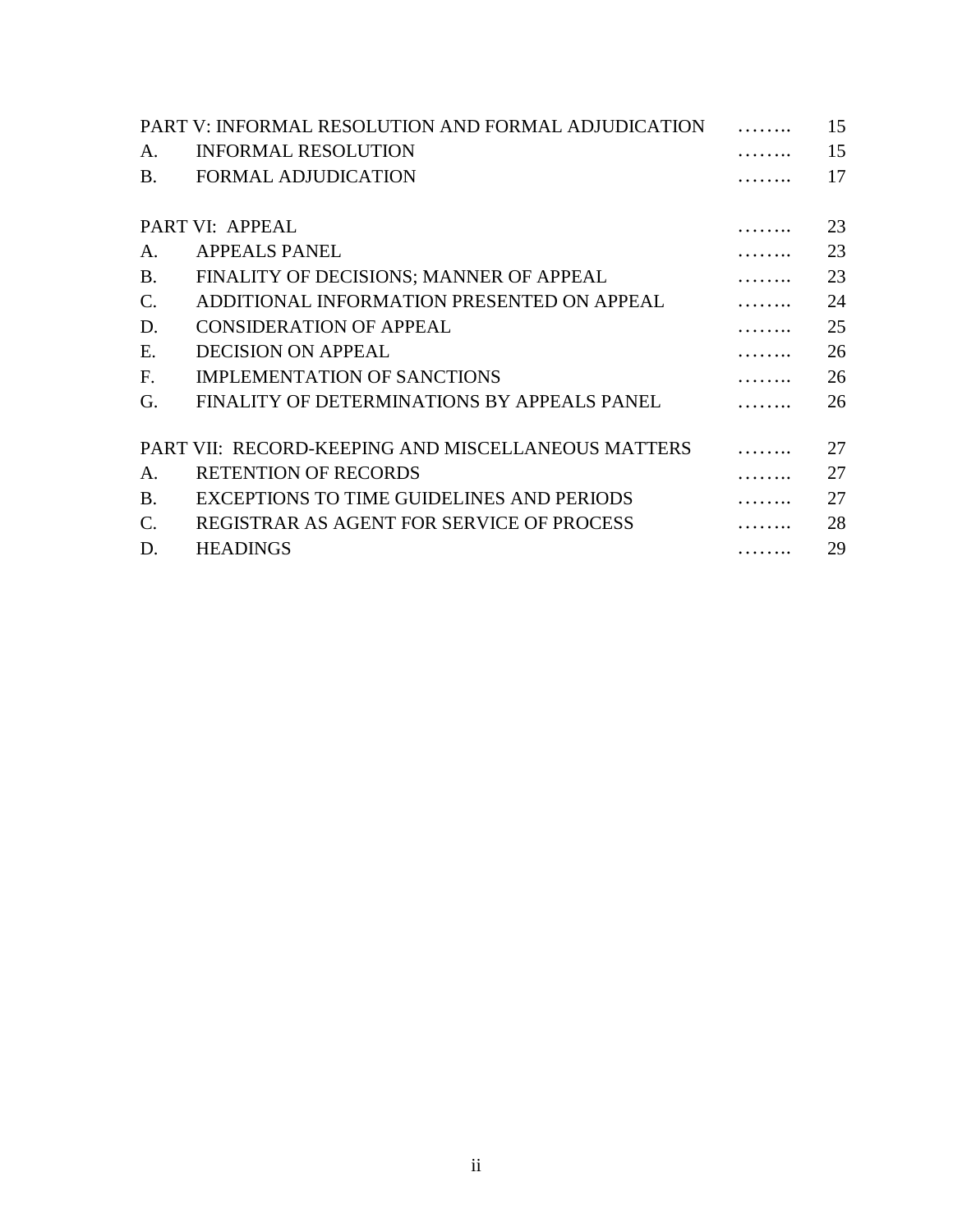| | | | |
|---|---|---|---|
| PART V: INFORMAL RESOLUTION AND FORMAL ADJUDICATION | | …….. | 15 |
| A. | INFORMAL RESOLUTION | …….. | 15 |
| B. | FORMAL ADJUDICATION | …….. | 17 |
| PART VI: APPEAL | | …….. | 23 |
| A. | APPEALS PANEL | …….. | 23 |
| B. | FINALITY OF DECISIONS; MANNER OF APPEAL | …….. | 23 |
| C. | ADDITIONAL INFORMATION PRESENTED ON APPEAL | …….. | 24 |
| D. | CONSIDERATION OF APPEAL | …….. | 25 |
| E. | DECISION ON APPEAL | …….. | 26 |
| F. | IMPLEMENTATION OF SANCTIONS | …….. | 26 |
| G. | FINALITY OF DETERMINATIONS BY APPEALS PANEL | …….. | 26 |
| PART VII: RECORD-KEEPING AND MISCELLANEOUS MATTERS | | …….. | 27 |
| A. | RETENTION OF RECORDS | …….. | 27 |
| B. | EXCEPTIONS TO TIME GUIDELINES AND PERIODS | …….. | 27 |
| C. | REGISTRAR AS AGENT FOR SERVICE OF PROCESS | …….. | 28 |
| D. | HEADINGS | …….. | 29 |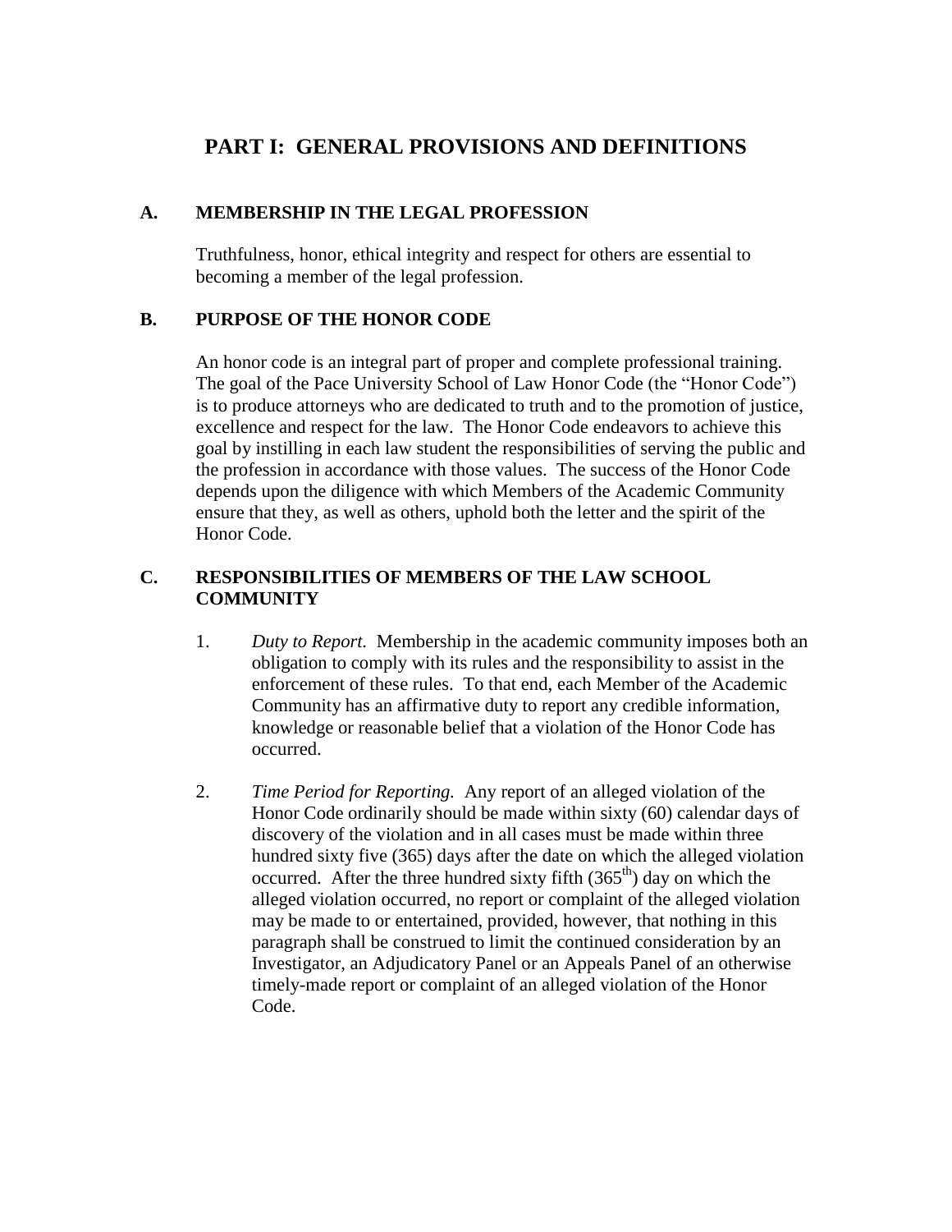# PART I: GENERAL PROVISIONS AND DEFINITIONS

## A. MEMBERSHIP IN THE LEGAL PROFESSION

Truthfulness, honor, ethical integrity and respect for others are essential to becoming a member of the legal profession.

## B. PURPOSE OF THE HONOR CODE

An honor code is an integral part of proper and complete professional training. The goal of the Pace University School of Law Honor Code (the "Honor Code") is to produce attorneys who are dedicated to truth and to the promotion of justice, excellence and respect for the law. The Honor Code endeavors to achieve this goal by instilling in each law student the responsibilities of serving the public and the profession in accordance with those values. The success of the Honor Code depends upon the diligence with which Members of the Academic Community ensure that they, as well as others, uphold both the letter and the spirit of the Honor Code.

## C. RESPONSIBILITIES OF MEMBERS OF THE LAW SCHOOL COMMUNITY

1. *Duty to Report.* Membership in the academic community imposes both an obligation to comply with its rules and the responsibility to assist in the enforcement of these rules. To that end, each Member of the Academic Community has an affirmative duty to report any credible information, knowledge or reasonable belief that a violation of the Honor Code has occurred.

2. *Time Period for Reporting.* Any report of an alleged violation of the Honor Code ordinarily should be made within sixty (60) calendar days of discovery of the violation and in all cases must be made within three hundred sixty five (365) days after the date on which the alleged violation occurred. After the three hundred sixty fifth (365th) day on which the alleged violation occurred, no report or complaint of the alleged violation may be made to or entertained, provided, however, that nothing in this paragraph shall be construed to limit the continued consideration by an Investigator, an Adjudicatory Panel or an Appeals Panel of an otherwise timely-made report or complaint of an alleged violation of the Honor Code.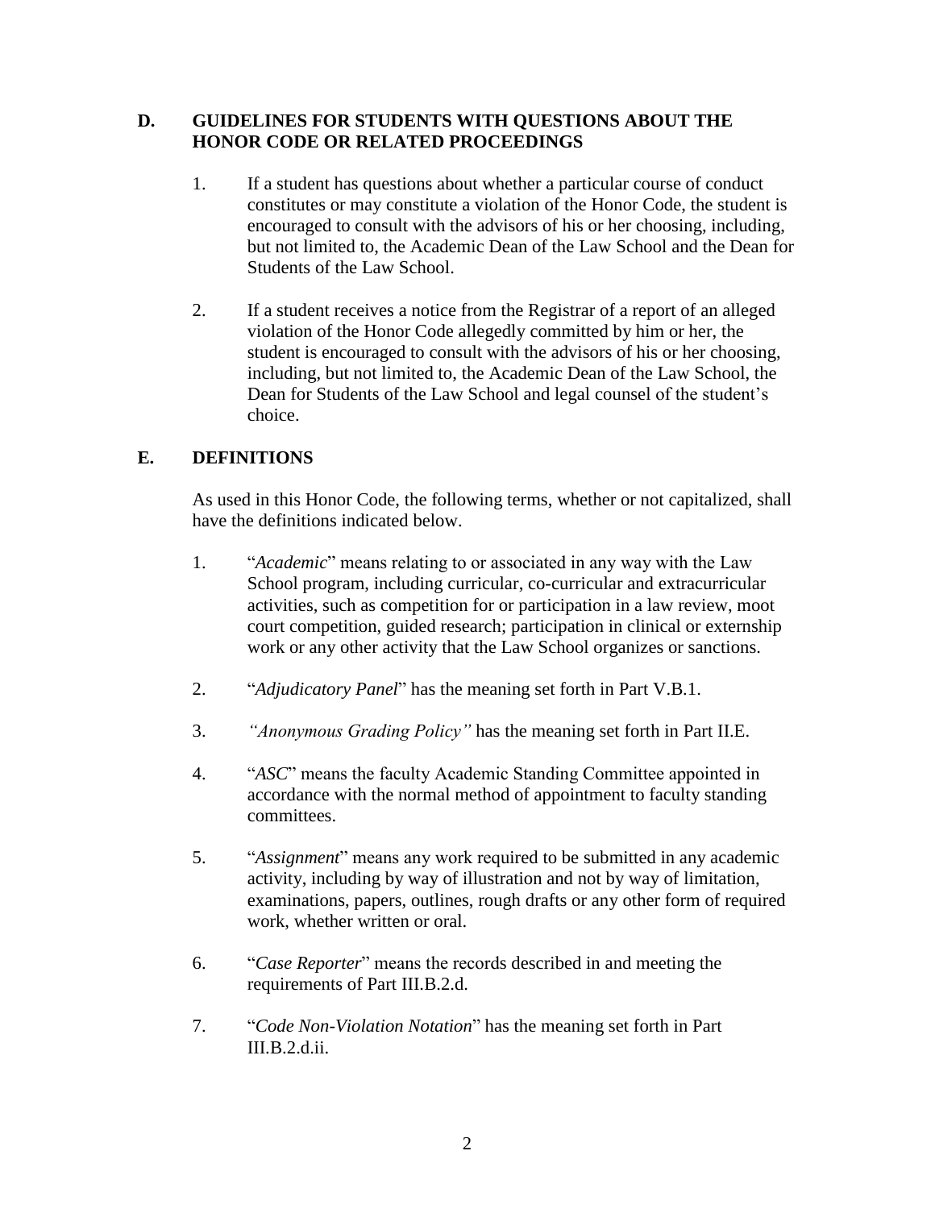## D. GUIDELINES FOR STUDENTS WITH QUESTIONS ABOUT THE HONOR CODE OR RELATED PROCEEDINGS

1. If a student has questions about whether a particular course of conduct constitutes or may constitute a violation of the Honor Code, the student is encouraged to consult with the advisors of his or her choosing, including, but not limited to, the Academic Dean of the Law School and the Dean for Students of the Law School.

2. If a student receives a notice from the Registrar of a report of an alleged violation of the Honor Code allegedly committed by him or her, the student is encouraged to consult with the advisors of his or her choosing, including, but not limited to, the Academic Dean of the Law School, the Dean for Students of the Law School and legal counsel of the student's choice.

## E. DEFINITIONS

As used in this Honor Code, the following terms, whether or not capitalized, shall have the definitions indicated below.

1. "*Academic*" means relating to or associated in any way with the Law School program, including curricular, co-curricular and extracurricular activities, such as competition for or participation in a law review, moot court competition, guided research; participation in clinical or externship work or any other activity that the Law School organizes or sanctions.

2. "*Adjudicatory Panel*" has the meaning set forth in Part V.B.1.

3. *"Anonymous Grading Policy"* has the meaning set forth in Part II.E.

4. "*ASC*" means the faculty Academic Standing Committee appointed in accordance with the normal method of appointment to faculty standing committees.

5. "*Assignment*" means any work required to be submitted in any academic activity, including by way of illustration and not by way of limitation, examinations, papers, outlines, rough drafts or any other form of required work, whether written or oral.

6. "*Case Reporter*" means the records described in and meeting the requirements of Part III.B.2.d.

7. "*Code Non-Violation Notation*" has the meaning set forth in Part III.B.2.d.ii.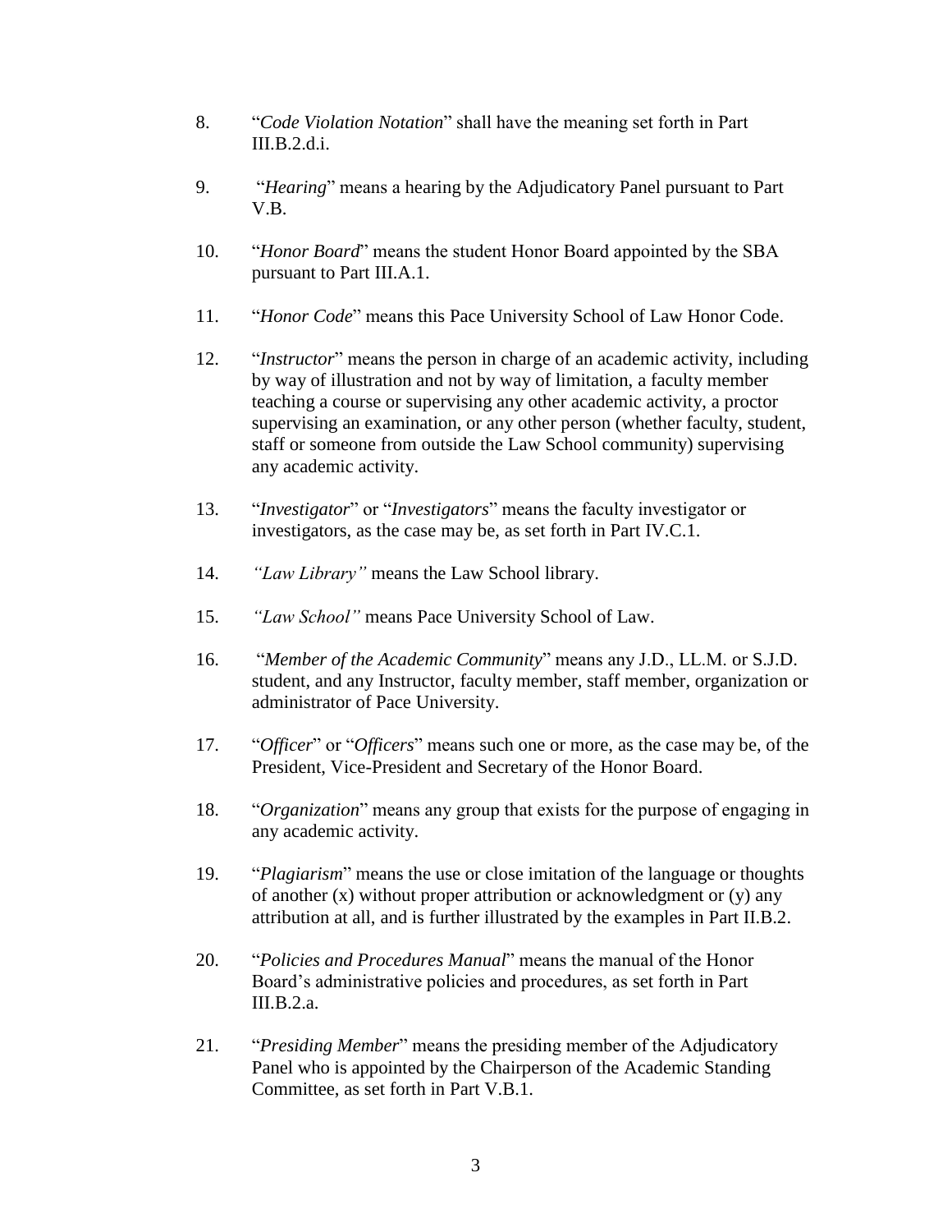8. "*Code Violation Notation*" shall have the meaning set forth in Part III.B.2.d.i.

9. "*Hearing*" means a hearing by the Adjudicatory Panel pursuant to Part V.B.

10. "*Honor Board*" means the student Honor Board appointed by the SBA pursuant to Part III.A.1.

11. "*Honor Code*" means this Pace University School of Law Honor Code.

12. "*Instructor*" means the person in charge of an academic activity, including by way of illustration and not by way of limitation, a faculty member teaching a course or supervising any other academic activity, a proctor supervising an examination, or any other person (whether faculty, student, staff or someone from outside the Law School community) supervising any academic activity.

13. "*Investigator*" or "*Investigators*" means the faculty investigator or investigators, as the case may be, as set forth in Part IV.C.1.

14. *"Law Library"* means the Law School library.

15. *"Law School"* means Pace University School of Law.

16. "*Member of the Academic Community*" means any J.D., LL.M. or S.J.D. student, and any Instructor, faculty member, staff member, organization or administrator of Pace University.

17. "*Officer*" or "*Officers*" means such one or more, as the case may be, of the President, Vice-President and Secretary of the Honor Board.

18. "*Organization*" means any group that exists for the purpose of engaging in any academic activity.

19. "*Plagiarism*" means the use or close imitation of the language or thoughts of another (x) without proper attribution or acknowledgment or (y) any attribution at all, and is further illustrated by the examples in Part II.B.2.

20. "*Policies and Procedures Manual*" means the manual of the Honor Board's administrative policies and procedures, as set forth in Part III.B.2.a.

21. "*Presiding Member*" means the presiding member of the Adjudicatory Panel who is appointed by the Chairperson of the Academic Standing Committee, as set forth in Part V.B.1.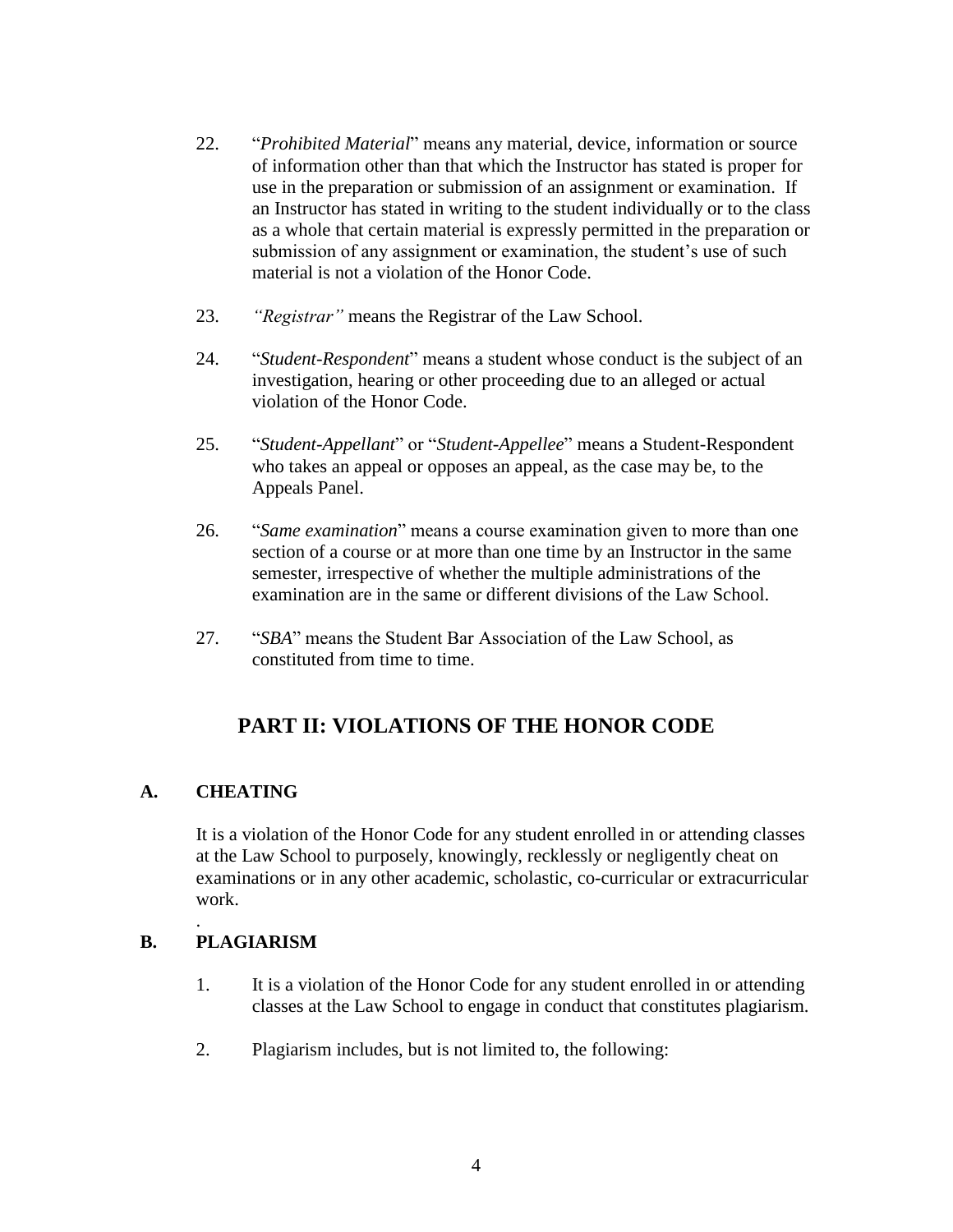22. "*Prohibited Material*" means any material, device, information or source of information other than that which the Instructor has stated is proper for use in the preparation or submission of an assignment or examination. If an Instructor has stated in writing to the student individually or to the class as a whole that certain material is expressly permitted in the preparation or submission of any assignment or examination, the student's use of such material is not a violation of the Honor Code.

23. *"Registrar"* means the Registrar of the Law School.

24. "*Student-Respondent*" means a student whose conduct is the subject of an investigation, hearing or other proceeding due to an alleged or actual violation of the Honor Code.

25. "*Student-Appellant*" or "*Student-Appellee*" means a Student-Respondent who takes an appeal or opposes an appeal, as the case may be, to the Appeals Panel.

26. "*Same examination*" means a course examination given to more than one section of a course or at more than one time by an Instructor in the same semester, irrespective of whether the multiple administrations of the examination are in the same or different divisions of the Law School.

27. "*SBA*" means the Student Bar Association of the Law School, as constituted from time to time.

## PART II: VIOLATIONS OF THE HONOR CODE

### A. CHEATING

It is a violation of the Honor Code for any student enrolled in or attending classes at the Law School to purposely, knowingly, recklessly or negligently cheat on examinations or in any other academic, scholastic, co-curricular or extracurricular work.

.

### B. PLAGIARISM

1. It is a violation of the Honor Code for any student enrolled in or attending classes at the Law School to engage in conduct that constitutes plagiarism.

2. Plagiarism includes, but is not limited to, the following: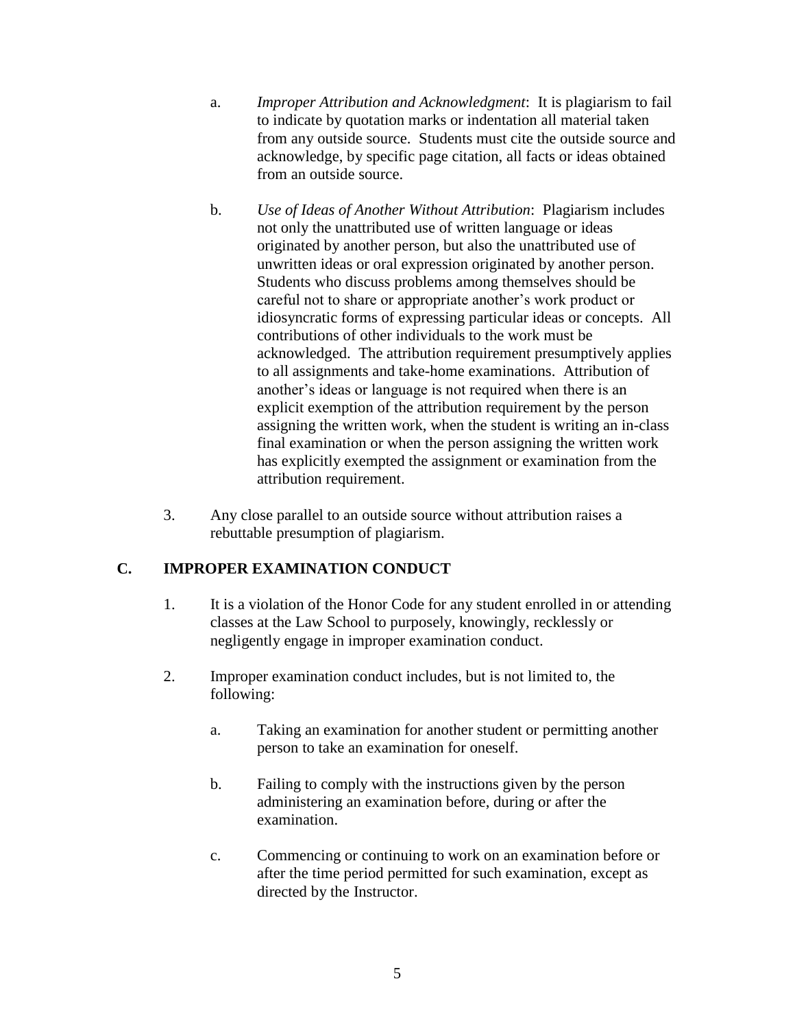a. *Improper Attribution and Acknowledgment*: It is plagiarism to fail to indicate by quotation marks or indentation all material taken from any outside source. Students must cite the outside source and acknowledge, by specific page citation, all facts or ideas obtained from an outside source.

b. *Use of Ideas of Another Without Attribution*: Plagiarism includes not only the unattributed use of written language or ideas originated by another person, but also the unattributed use of unwritten ideas or oral expression originated by another person. Students who discuss problems among themselves should be careful not to share or appropriate another's work product or idiosyncratic forms of expressing particular ideas or concepts. All contributions of other individuals to the work must be acknowledged. The attribution requirement presumptively applies to all assignments and take-home examinations. Attribution of another's ideas or language is not required when there is an explicit exemption of the attribution requirement by the person assigning the written work, when the student is writing an in-class final examination or when the person assigning the written work has explicitly exempted the assignment or examination from the attribution requirement.

3. Any close parallel to an outside source without attribution raises a rebuttable presumption of plagiarism.

## C. IMPROPER EXAMINATION CONDUCT

1. It is a violation of the Honor Code for any student enrolled in or attending classes at the Law School to purposely, knowingly, recklessly or negligently engage in improper examination conduct.

2. Improper examination conduct includes, but is not limited to, the following:

   a. Taking an examination for another student or permitting another person to take an examination for oneself.

   b. Failing to comply with the instructions given by the person administering an examination before, during or after the examination.

   c. Commencing or continuing to work on an examination before or after the time period permitted for such examination, except as directed by the Instructor.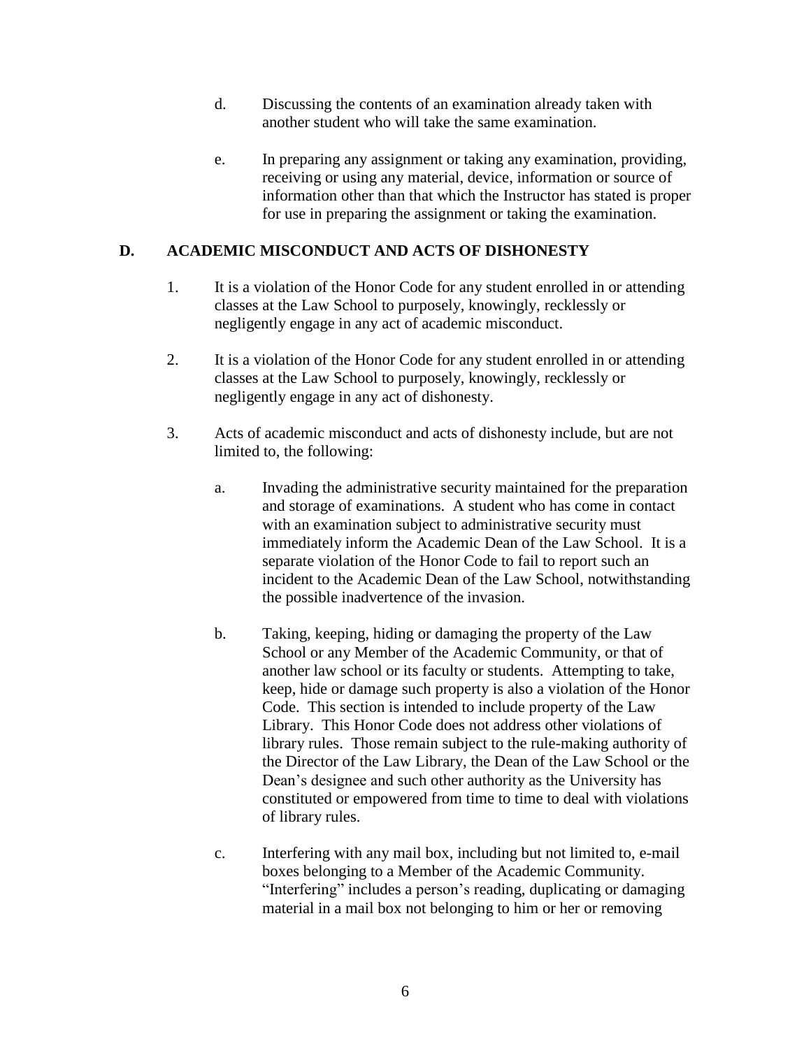d. Discussing the contents of an examination already taken with another student who will take the same examination.

e. In preparing any assignment or taking any examination, providing, receiving or using any material, device, information or source of information other than that which the Instructor has stated is proper for use in preparing the assignment or taking the examination.

## D. ACADEMIC MISCONDUCT AND ACTS OF DISHONESTY

1. It is a violation of the Honor Code for any student enrolled in or attending classes at the Law School to purposely, knowingly, recklessly or negligently engage in any act of academic misconduct.

2. It is a violation of the Honor Code for any student enrolled in or attending classes at the Law School to purposely, knowingly, recklessly or negligently engage in any act of dishonesty.

3. Acts of academic misconduct and acts of dishonesty include, but are not limited to, the following:

   a. Invading the administrative security maintained for the preparation and storage of examinations. A student who has come in contact with an examination subject to administrative security must immediately inform the Academic Dean of the Law School. It is a separate violation of the Honor Code to fail to report such an incident to the Academic Dean of the Law School, notwithstanding the possible inadvertence of the invasion.

   b. Taking, keeping, hiding or damaging the property of the Law School or any Member of the Academic Community, or that of another law school or its faculty or students. Attempting to take, keep, hide or damage such property is also a violation of the Honor Code. This section is intended to include property of the Law Library. This Honor Code does not address other violations of library rules. Those remain subject to the rule-making authority of the Director of the Law Library, the Dean of the Law School or the Dean's designee and such other authority as the University has constituted or empowered from time to time to deal with violations of library rules.

   c. Interfering with any mail box, including but not limited to, e-mail boxes belonging to a Member of the Academic Community. "Interfering" includes a person's reading, duplicating or damaging material in a mail box not belonging to him or her or removing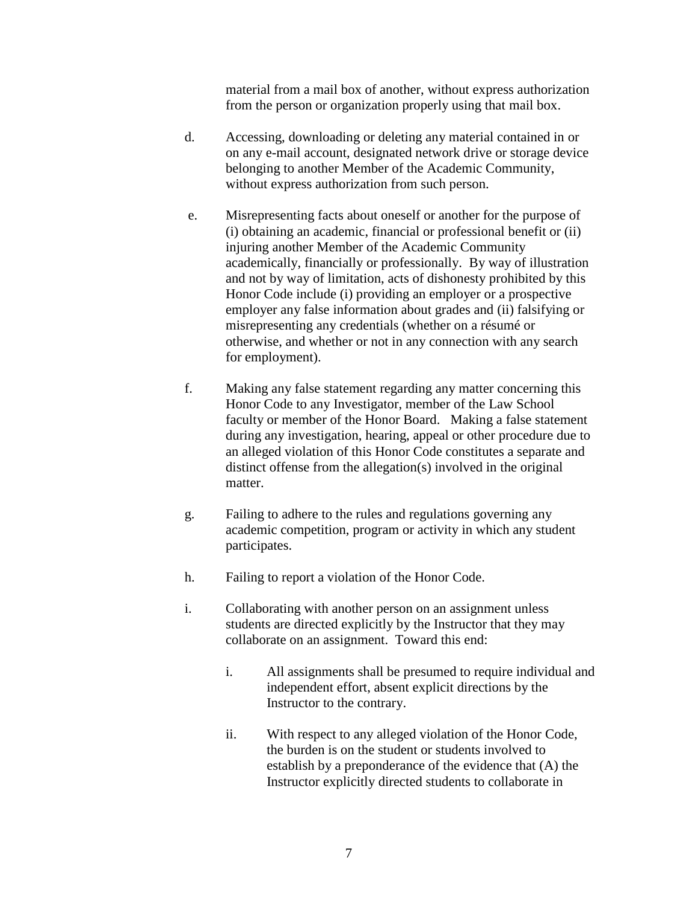material from a mail box of another, without express authorization from the person or organization properly using that mail box.

d. Accessing, downloading or deleting any material contained in or on any e-mail account, designated network drive or storage device belonging to another Member of the Academic Community, without express authorization from such person.

e. Misrepresenting facts about oneself or another for the purpose of (i) obtaining an academic, financial or professional benefit or (ii) injuring another Member of the Academic Community academically, financially or professionally. By way of illustration and not by way of limitation, acts of dishonesty prohibited by this Honor Code include (i) providing an employer or a prospective employer any false information about grades and (ii) falsifying or misrepresenting any credentials (whether on a résumé or otherwise, and whether or not in any connection with any search for employment).

f. Making any false statement regarding any matter concerning this Honor Code to any Investigator, member of the Law School faculty or member of the Honor Board. Making a false statement during any investigation, hearing, appeal or other procedure due to an alleged violation of this Honor Code constitutes a separate and distinct offense from the allegation(s) involved in the original matter.

g. Failing to adhere to the rules and regulations governing any academic competition, program or activity in which any student participates.

h. Failing to report a violation of the Honor Code.

i. Collaborating with another person on an assignment unless students are directed explicitly by the Instructor that they may collaborate on an assignment. Toward this end:

   i. All assignments shall be presumed to require individual and independent effort, absent explicit directions by the Instructor to the contrary.

   ii. With respect to any alleged violation of the Honor Code, the burden is on the student or students involved to establish by a preponderance of the evidence that (A) the Instructor explicitly directed students to collaborate in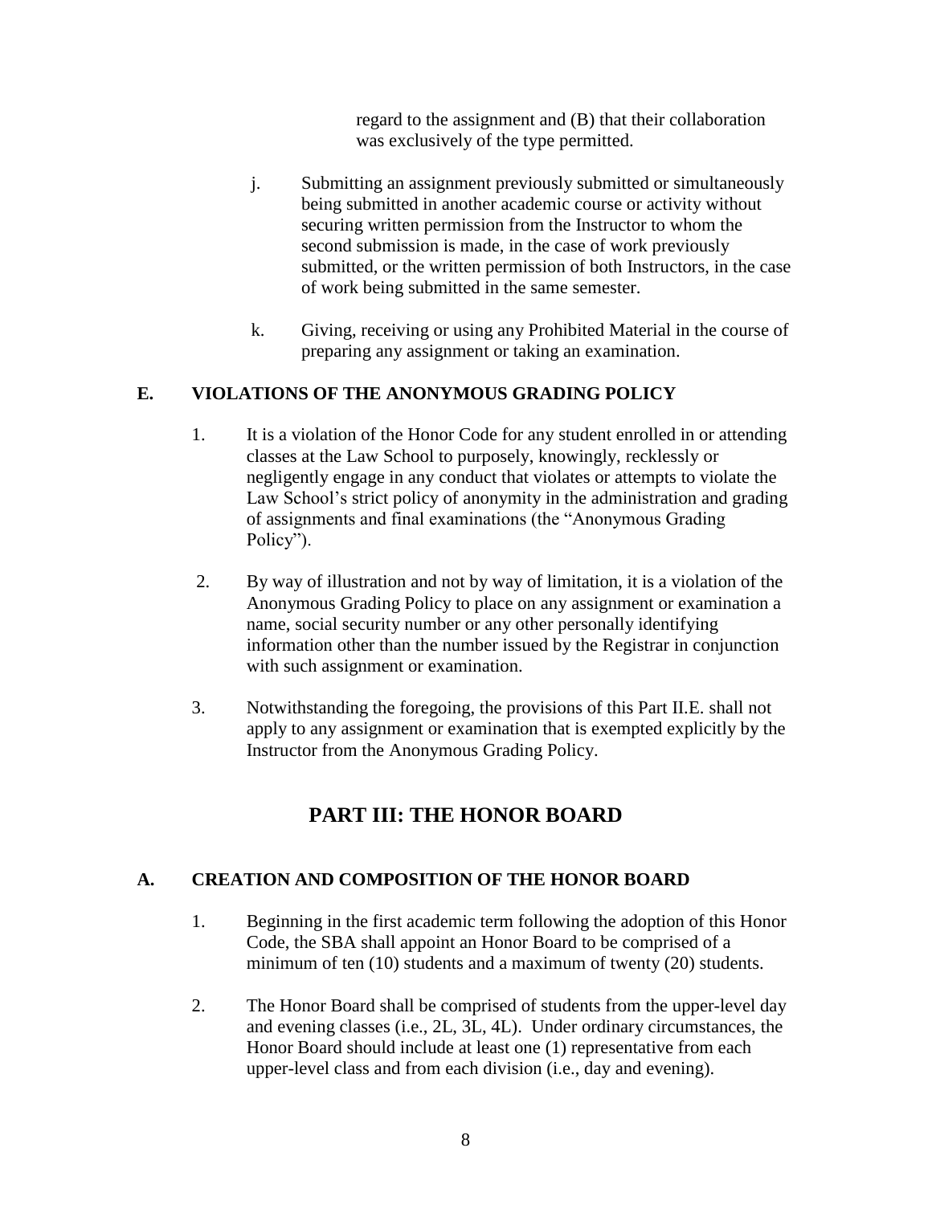regard to the assignment and (B) that their collaboration was exclusively of the type permitted.

j. Submitting an assignment previously submitted or simultaneously being submitted in another academic course or activity without securing written permission from the Instructor to whom the second submission is made, in the case of work previously submitted, or the written permission of both Instructors, in the case of work being submitted in the same semester.

k. Giving, receiving or using any Prohibited Material in the course of preparing any assignment or taking an examination.

### E. VIOLATIONS OF THE ANONYMOUS GRADING POLICY

1. It is a violation of the Honor Code for any student enrolled in or attending classes at the Law School to purposely, knowingly, recklessly or negligently engage in any conduct that violates or attempts to violate the Law School's strict policy of anonymity in the administration and grading of assignments and final examinations (the "Anonymous Grading Policy").

2. By way of illustration and not by way of limitation, it is a violation of the Anonymous Grading Policy to place on any assignment or examination a name, social security number or any other personally identifying information other than the number issued by the Registrar in conjunction with such assignment or examination.

3. Notwithstanding the foregoing, the provisions of this Part II.E. shall not apply to any assignment or examination that is exempted explicitly by the Instructor from the Anonymous Grading Policy.

## PART III: THE HONOR BOARD

### A. CREATION AND COMPOSITION OF THE HONOR BOARD

1. Beginning in the first academic term following the adoption of this Honor Code, the SBA shall appoint an Honor Board to be comprised of a minimum of ten (10) students and a maximum of twenty (20) students.

2. The Honor Board shall be comprised of students from the upper-level day and evening classes (i.e., 2L, 3L, 4L). Under ordinary circumstances, the Honor Board should include at least one (1) representative from each upper-level class and from each division (i.e., day and evening).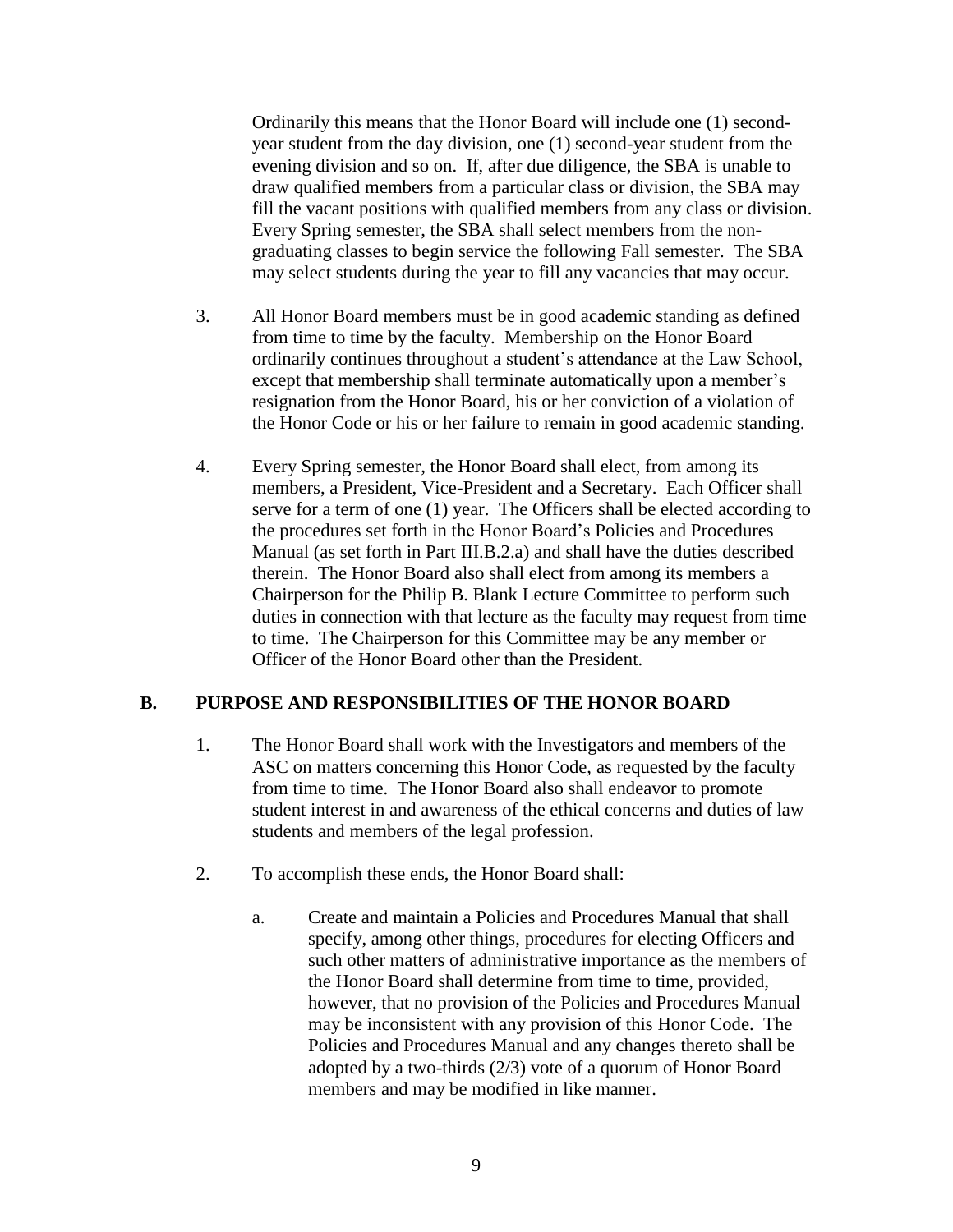Ordinarily this means that the Honor Board will include one (1) second-year student from the day division, one (1) second-year student from the evening division and so on. If, after due diligence, the SBA is unable to draw qualified members from a particular class or division, the SBA may fill the vacant positions with qualified members from any class or division. Every Spring semester, the SBA shall select members from the non-graduating classes to begin service the following Fall semester. The SBA may select students during the year to fill any vacancies that may occur.

3. All Honor Board members must be in good academic standing as defined from time to time by the faculty. Membership on the Honor Board ordinarily continues throughout a student's attendance at the Law School, except that membership shall terminate automatically upon a member's resignation from the Honor Board, his or her conviction of a violation of the Honor Code or his or her failure to remain in good academic standing.

4. Every Spring semester, the Honor Board shall elect, from among its members, a President, Vice-President and a Secretary. Each Officer shall serve for a term of one (1) year. The Officers shall be elected according to the procedures set forth in the Honor Board's Policies and Procedures Manual (as set forth in Part III.B.2.a) and shall have the duties described therein. The Honor Board also shall elect from among its members a Chairperson for the Philip B. Blank Lecture Committee to perform such duties in connection with that lecture as the faculty may request from time to time. The Chairperson for this Committee may be any member or Officer of the Honor Board other than the President.

## B. PURPOSE AND RESPONSIBILITIES OF THE HONOR BOARD

1. The Honor Board shall work with the Investigators and members of the ASC on matters concerning this Honor Code, as requested by the faculty from time to time. The Honor Board also shall endeavor to promote student interest in and awareness of the ethical concerns and duties of law students and members of the legal profession.

2. To accomplish these ends, the Honor Board shall:

   a. Create and maintain a Policies and Procedures Manual that shall specify, among other things, procedures for electing Officers and such other matters of administrative importance as the members of the Honor Board shall determine from time to time, provided, however, that no provision of the Policies and Procedures Manual may be inconsistent with any provision of this Honor Code. The Policies and Procedures Manual and any changes thereto shall be adopted by a two-thirds (2/3) vote of a quorum of Honor Board members and may be modified in like manner.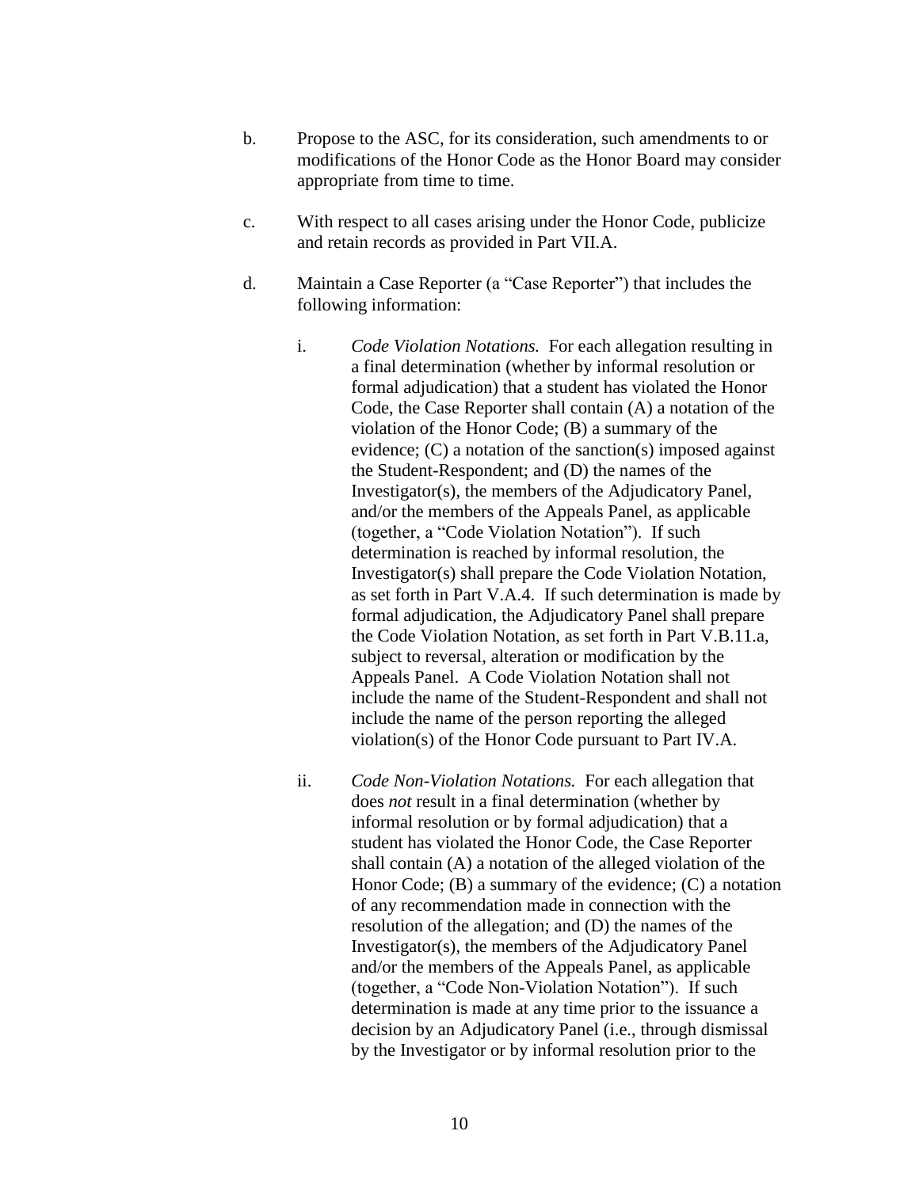b. Propose to the ASC, for its consideration, such amendments to or modifications of the Honor Code as the Honor Board may consider appropriate from time to time.

c. With respect to all cases arising under the Honor Code, publicize and retain records as provided in Part VII.A.

d. Maintain a Case Reporter (a "Case Reporter") that includes the following information:

   i. *Code Violation Notations.* For each allegation resulting in a final determination (whether by informal resolution or formal adjudication) that a student has violated the Honor Code, the Case Reporter shall contain (A) a notation of the violation of the Honor Code; (B) a summary of the evidence; (C) a notation of the sanction(s) imposed against the Student-Respondent; and (D) the names of the Investigator(s), the members of the Adjudicatory Panel, and/or the members of the Appeals Panel, as applicable (together, a "Code Violation Notation"). If such determination is reached by informal resolution, the Investigator(s) shall prepare the Code Violation Notation, as set forth in Part V.A.4. If such determination is made by formal adjudication, the Adjudicatory Panel shall prepare the Code Violation Notation, as set forth in Part V.B.11.a, subject to reversal, alteration or modification by the Appeals Panel. A Code Violation Notation shall not include the name of the Student-Respondent and shall not include the name of the person reporting the alleged violation(s) of the Honor Code pursuant to Part IV.A.

   ii. *Code Non-Violation Notations.* For each allegation that does *not* result in a final determination (whether by informal resolution or by formal adjudication) that a student has violated the Honor Code, the Case Reporter shall contain (A) a notation of the alleged violation of the Honor Code; (B) a summary of the evidence; (C) a notation of any recommendation made in connection with the resolution of the allegation; and (D) the names of the Investigator(s), the members of the Adjudicatory Panel and/or the members of the Appeals Panel, as applicable (together, a "Code Non-Violation Notation"). If such determination is made at any time prior to the issuance a decision by an Adjudicatory Panel (i.e., through dismissal by the Investigator or by informal resolution prior to the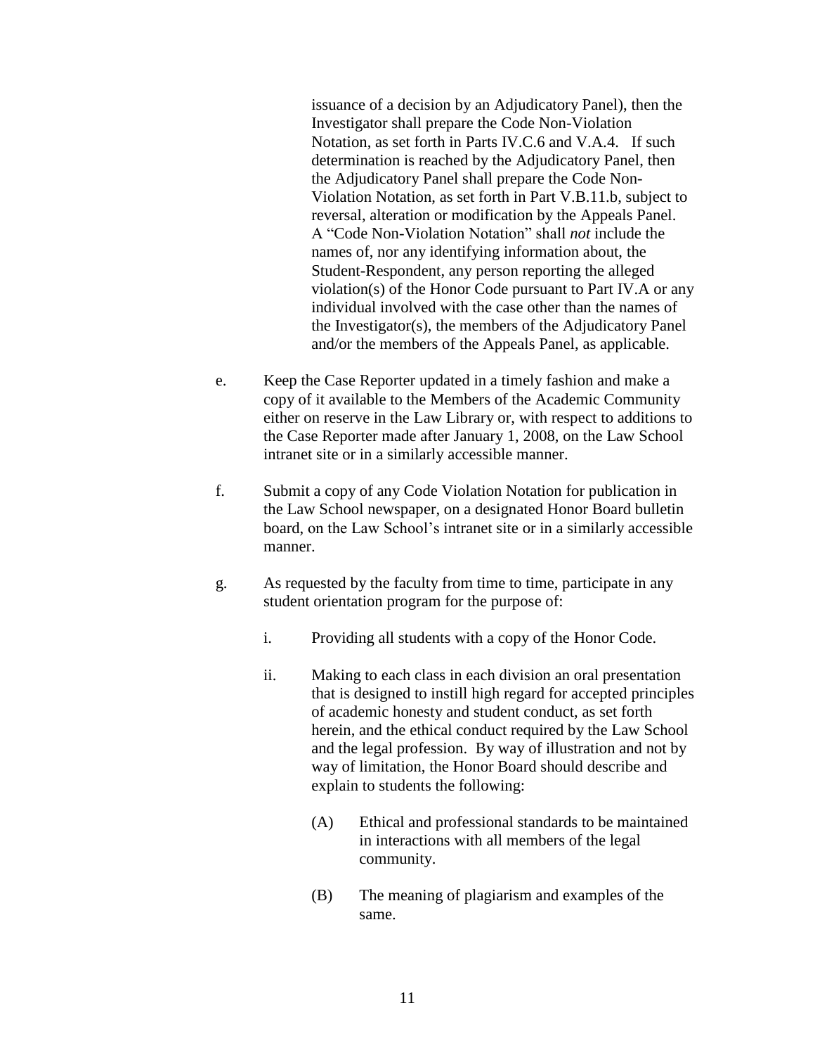issuance of a decision by an Adjudicatory Panel), then the Investigator shall prepare the Code Non-Violation Notation, as set forth in Parts IV.C.6 and V.A.4. If such determination is reached by the Adjudicatory Panel, then the Adjudicatory Panel shall prepare the Code Non-Violation Notation, as set forth in Part V.B.11.b, subject to reversal, alteration or modification by the Appeals Panel. A "Code Non-Violation Notation" shall *not* include the names of, nor any identifying information about, the Student-Respondent, any person reporting the alleged violation(s) of the Honor Code pursuant to Part IV.A or any individual involved with the case other than the names of the Investigator(s), the members of the Adjudicatory Panel and/or the members of the Appeals Panel, as applicable.

e. Keep the Case Reporter updated in a timely fashion and make a copy of it available to the Members of the Academic Community either on reserve in the Law Library or, with respect to additions to the Case Reporter made after January 1, 2008, on the Law School intranet site or in a similarly accessible manner.

f. Submit a copy of any Code Violation Notation for publication in the Law School newspaper, on a designated Honor Board bulletin board, on the Law School's intranet site or in a similarly accessible manner.

g. As requested by the faculty from time to time, participate in any student orientation program for the purpose of:

   i. Providing all students with a copy of the Honor Code.

   ii. Making to each class in each division an oral presentation that is designed to instill high regard for accepted principles of academic honesty and student conduct, as set forth herein, and the ethical conduct required by the Law School and the legal profession. By way of illustration and not by way of limitation, the Honor Board should describe and explain to students the following:

      (A) Ethical and professional standards to be maintained in interactions with all members of the legal community.

      (B) The meaning of plagiarism and examples of the same.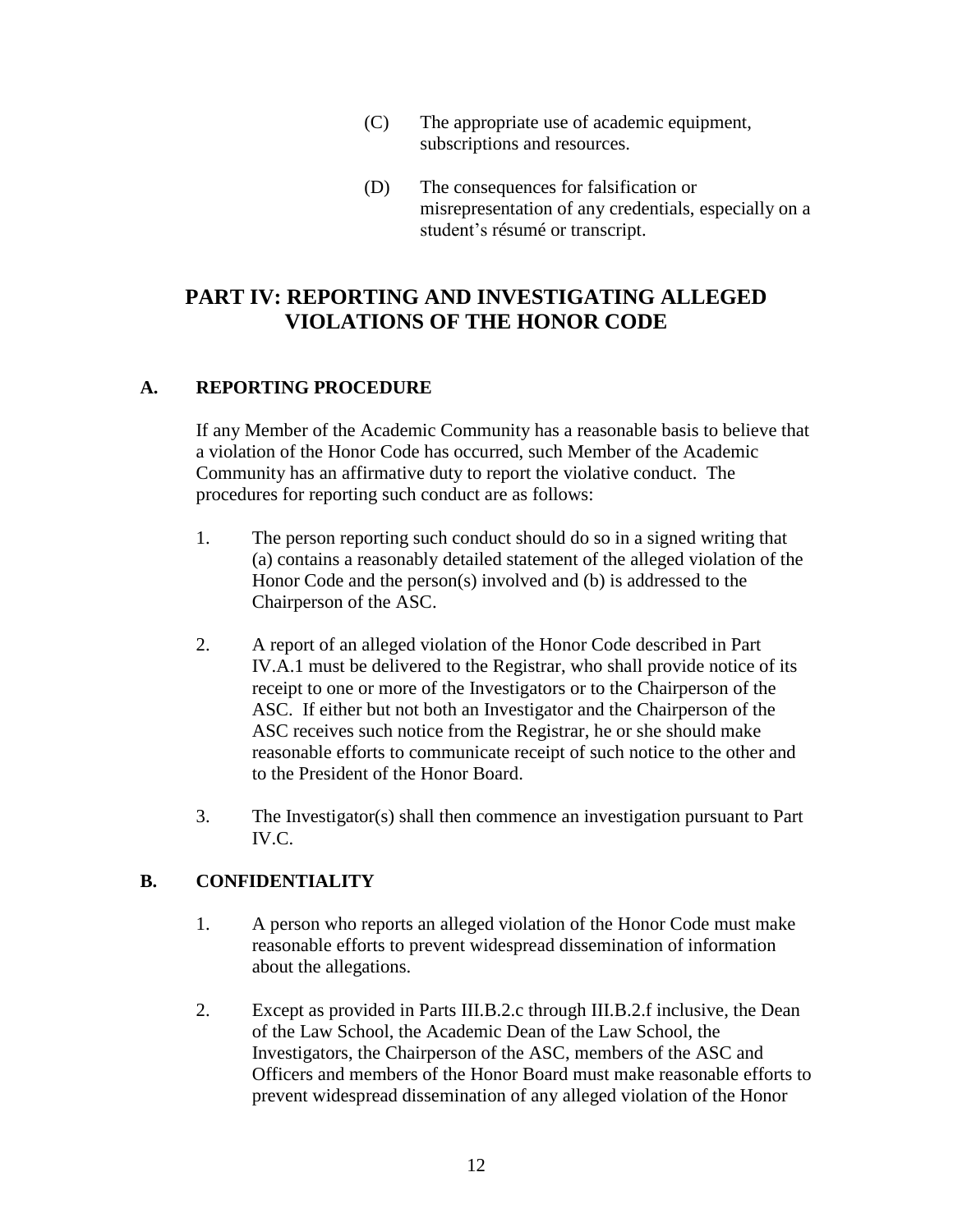(C) The appropriate use of academic equipment, subscriptions and resources.

(D) The consequences for falsification or misrepresentation of any credentials, especially on a student's résumé or transcript.

# PART IV: REPORTING AND INVESTIGATING ALLEGED VIOLATIONS OF THE HONOR CODE

## A. REPORTING PROCEDURE

If any Member of the Academic Community has a reasonable basis to believe that a violation of the Honor Code has occurred, such Member of the Academic Community has an affirmative duty to report the violative conduct. The procedures for reporting such conduct are as follows:

1. The person reporting such conduct should do so in a signed writing that (a) contains a reasonably detailed statement of the alleged violation of the Honor Code and the person(s) involved and (b) is addressed to the Chairperson of the ASC.

2. A report of an alleged violation of the Honor Code described in Part IV.A.1 must be delivered to the Registrar, who shall provide notice of its receipt to one or more of the Investigators or to the Chairperson of the ASC. If either but not both an Investigator and the Chairperson of the ASC receives such notice from the Registrar, he or she should make reasonable efforts to communicate receipt of such notice to the other and to the President of the Honor Board.

3. The Investigator(s) shall then commence an investigation pursuant to Part IV.C.

## B. CONFIDENTIALITY

1. A person who reports an alleged violation of the Honor Code must make reasonable efforts to prevent widespread dissemination of information about the allegations.

2. Except as provided in Parts III.B.2.c through III.B.2.f inclusive, the Dean of the Law School, the Academic Dean of the Law School, the Investigators, the Chairperson of the ASC, members of the ASC and Officers and members of the Honor Board must make reasonable efforts to prevent widespread dissemination of any alleged violation of the Honor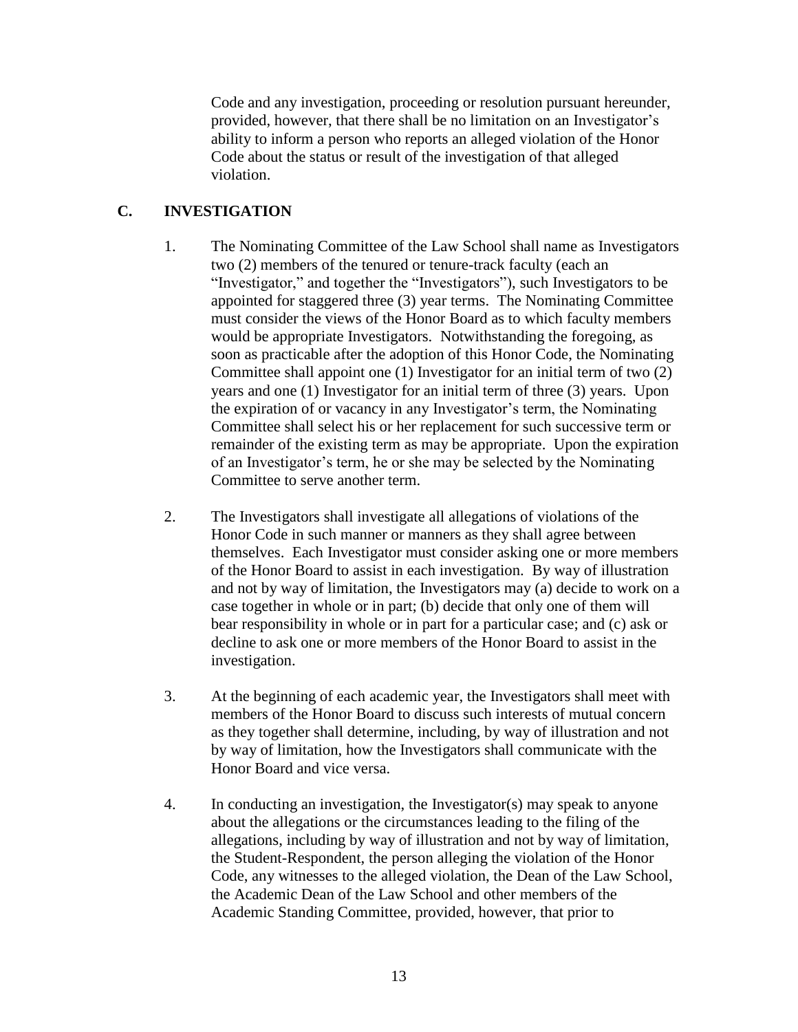Code and any investigation, proceeding or resolution pursuant hereunder, provided, however, that there shall be no limitation on an Investigator's ability to inform a person who reports an alleged violation of the Honor Code about the status or result of the investigation of that alleged violation.

## C. INVESTIGATION

1. The Nominating Committee of the Law School shall name as Investigators two (2) members of the tenured or tenure-track faculty (each an "Investigator," and together the "Investigators"), such Investigators to be appointed for staggered three (3) year terms. The Nominating Committee must consider the views of the Honor Board as to which faculty members would be appropriate Investigators. Notwithstanding the foregoing, as soon as practicable after the adoption of this Honor Code, the Nominating Committee shall appoint one (1) Investigator for an initial term of two (2) years and one (1) Investigator for an initial term of three (3) years. Upon the expiration of or vacancy in any Investigator's term, the Nominating Committee shall select his or her replacement for such successive term or remainder of the existing term as may be appropriate. Upon the expiration of an Investigator's term, he or she may be selected by the Nominating Committee to serve another term.

2. The Investigators shall investigate all allegations of violations of the Honor Code in such manner or manners as they shall agree between themselves. Each Investigator must consider asking one or more members of the Honor Board to assist in each investigation. By way of illustration and not by way of limitation, the Investigators may (a) decide to work on a case together in whole or in part; (b) decide that only one of them will bear responsibility in whole or in part for a particular case; and (c) ask or decline to ask one or more members of the Honor Board to assist in the investigation.

3. At the beginning of each academic year, the Investigators shall meet with members of the Honor Board to discuss such interests of mutual concern as they together shall determine, including, by way of illustration and not by way of limitation, how the Investigators shall communicate with the Honor Board and vice versa.

4. In conducting an investigation, the Investigator(s) may speak to anyone about the allegations or the circumstances leading to the filing of the allegations, including by way of illustration and not by way of limitation, the Student-Respondent, the person alleging the violation of the Honor Code, any witnesses to the alleged violation, the Dean of the Law School, the Academic Dean of the Law School and other members of the Academic Standing Committee, provided, however, that prior to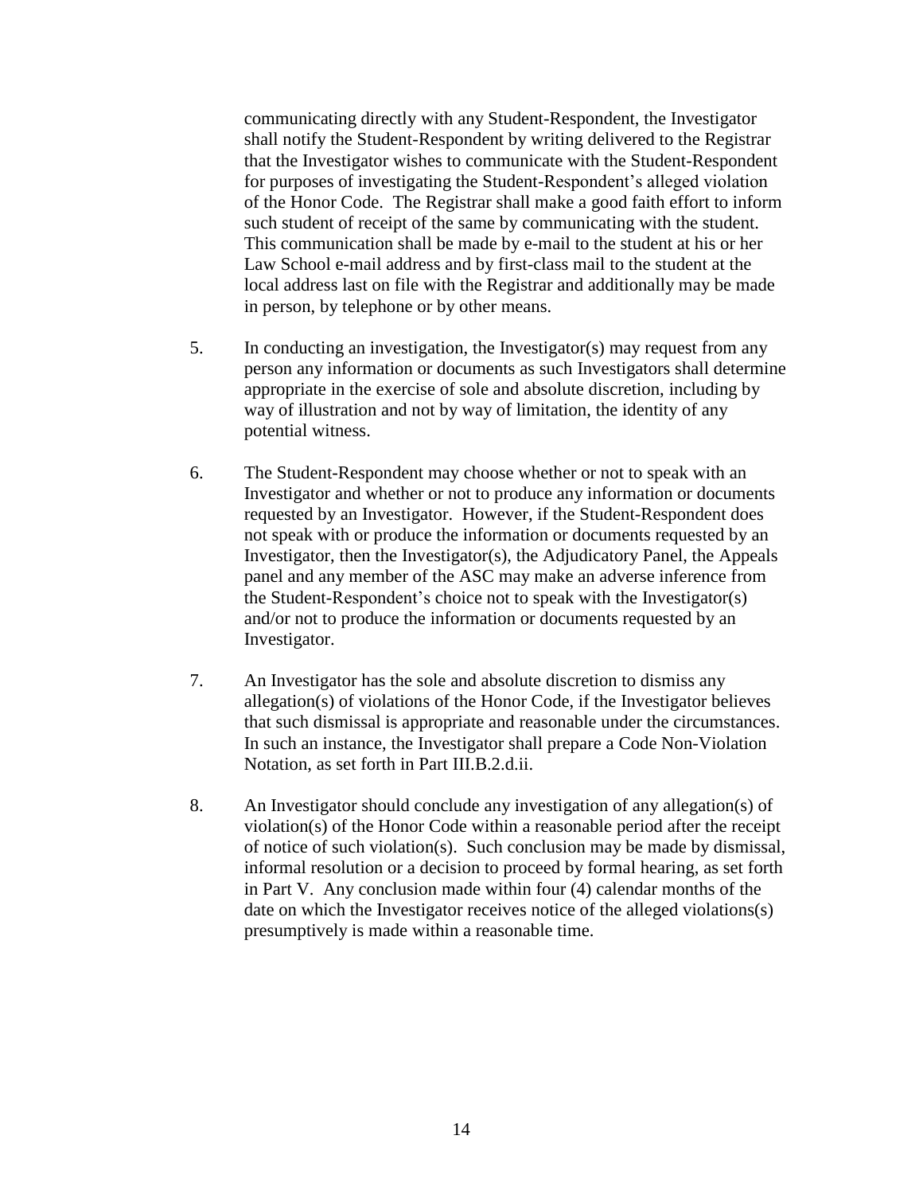communicating directly with any Student-Respondent, the Investigator shall notify the Student-Respondent by writing delivered to the Registrar that the Investigator wishes to communicate with the Student-Respondent for purposes of investigating the Student-Respondent's alleged violation of the Honor Code. The Registrar shall make a good faith effort to inform such student of receipt of the same by communicating with the student. This communication shall be made by e-mail to the student at his or her Law School e-mail address and by first-class mail to the student at the local address last on file with the Registrar and additionally may be made in person, by telephone or by other means.

5. In conducting an investigation, the Investigator(s) may request from any person any information or documents as such Investigators shall determine appropriate in the exercise of sole and absolute discretion, including by way of illustration and not by way of limitation, the identity of any potential witness.

6. The Student-Respondent may choose whether or not to speak with an Investigator and whether or not to produce any information or documents requested by an Investigator. However, if the Student-Respondent does not speak with or produce the information or documents requested by an Investigator, then the Investigator(s), the Adjudicatory Panel, the Appeals panel and any member of the ASC may make an adverse inference from the Student-Respondent's choice not to speak with the Investigator(s) and/or not to produce the information or documents requested by an Investigator.

7. An Investigator has the sole and absolute discretion to dismiss any allegation(s) of violations of the Honor Code, if the Investigator believes that such dismissal is appropriate and reasonable under the circumstances. In such an instance, the Investigator shall prepare a Code Non-Violation Notation, as set forth in Part III.B.2.d.ii.

8. An Investigator should conclude any investigation of any allegation(s) of violation(s) of the Honor Code within a reasonable period after the receipt of notice of such violation(s). Such conclusion may be made by dismissal, informal resolution or a decision to proceed by formal hearing, as set forth in Part V. Any conclusion made within four (4) calendar months of the date on which the Investigator receives notice of the alleged violations(s) presumptively is made within a reasonable time.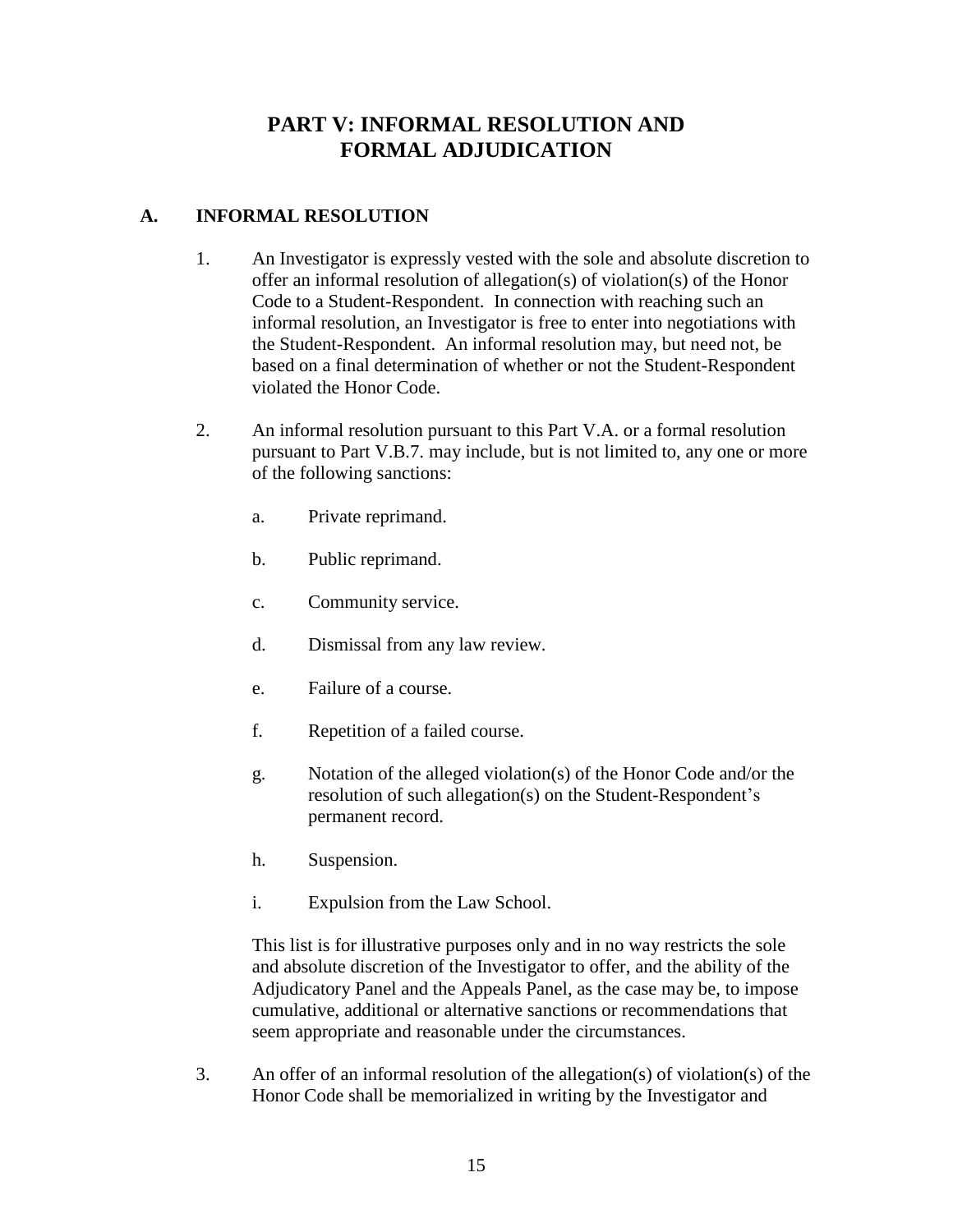# PART V: INFORMAL RESOLUTION AND FORMAL ADJUDICATION

## A. INFORMAL RESOLUTION

1. An Investigator is expressly vested with the sole and absolute discretion to offer an informal resolution of allegation(s) of violation(s) of the Honor Code to a Student-Respondent. In connection with reaching such an informal resolution, an Investigator is free to enter into negotiations with the Student-Respondent. An informal resolution may, but need not, be based on a final determination of whether or not the Student-Respondent violated the Honor Code.

2. An informal resolution pursuant to this Part V.A. or a formal resolution pursuant to Part V.B.7. may include, but is not limited to, any one or more of the following sanctions:

   a. Private reprimand.

   b. Public reprimand.

   c. Community service.

   d. Dismissal from any law review.

   e. Failure of a course.

   f. Repetition of a failed course.

   g. Notation of the alleged violation(s) of the Honor Code and/or the resolution of such allegation(s) on the Student-Respondent's permanent record.

   h. Suspension.

   i. Expulsion from the Law School.

   This list is for illustrative purposes only and in no way restricts the sole and absolute discretion of the Investigator to offer, and the ability of the Adjudicatory Panel and the Appeals Panel, as the case may be, to impose cumulative, additional or alternative sanctions or recommendations that seem appropriate and reasonable under the circumstances.

3. An offer of an informal resolution of the allegation(s) of violation(s) of the Honor Code shall be memorialized in writing by the Investigator and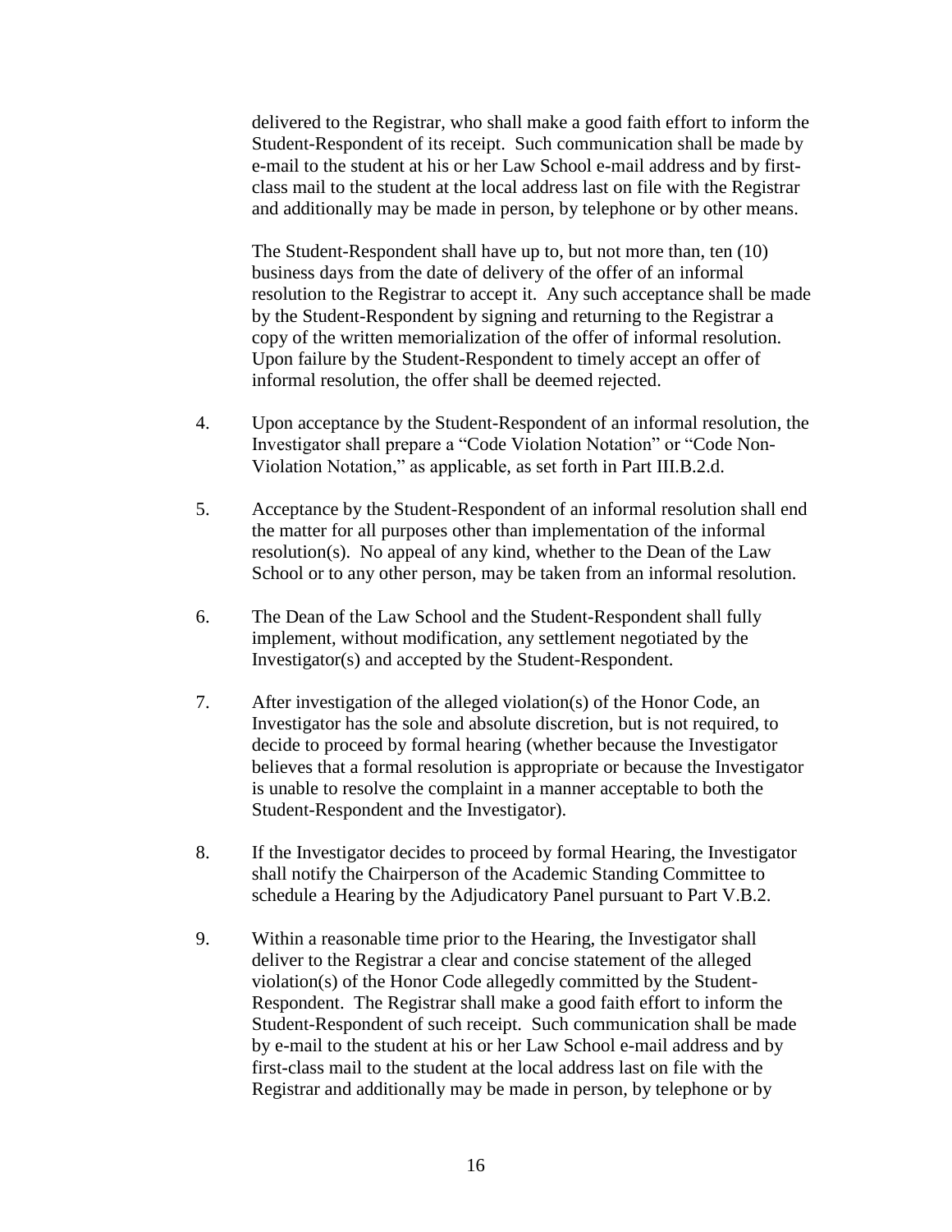delivered to the Registrar, who shall make a good faith effort to inform the Student-Respondent of its receipt. Such communication shall be made by e-mail to the student at his or her Law School e-mail address and by first-class mail to the student at the local address last on file with the Registrar and additionally may be made in person, by telephone or by other means.

The Student-Respondent shall have up to, but not more than, ten (10) business days from the date of delivery of the offer of an informal resolution to the Registrar to accept it. Any such acceptance shall be made by the Student-Respondent by signing and returning to the Registrar a copy of the written memorialization of the offer of informal resolution. Upon failure by the Student-Respondent to timely accept an offer of informal resolution, the offer shall be deemed rejected.

4. Upon acceptance by the Student-Respondent of an informal resolution, the Investigator shall prepare a "Code Violation Notation" or "Code Non-Violation Notation," as applicable, as set forth in Part III.B.2.d.

5. Acceptance by the Student-Respondent of an informal resolution shall end the matter for all purposes other than implementation of the informal resolution(s). No appeal of any kind, whether to the Dean of the Law School or to any other person, may be taken from an informal resolution.

6. The Dean of the Law School and the Student-Respondent shall fully implement, without modification, any settlement negotiated by the Investigator(s) and accepted by the Student-Respondent.

7. After investigation of the alleged violation(s) of the Honor Code, an Investigator has the sole and absolute discretion, but is not required, to decide to proceed by formal hearing (whether because the Investigator believes that a formal resolution is appropriate or because the Investigator is unable to resolve the complaint in a manner acceptable to both the Student-Respondent and the Investigator).

8. If the Investigator decides to proceed by formal Hearing, the Investigator shall notify the Chairperson of the Academic Standing Committee to schedule a Hearing by the Adjudicatory Panel pursuant to Part V.B.2.

9. Within a reasonable time prior to the Hearing, the Investigator shall deliver to the Registrar a clear and concise statement of the alleged violation(s) of the Honor Code allegedly committed by the Student-Respondent. The Registrar shall make a good faith effort to inform the Student-Respondent of such receipt. Such communication shall be made by e-mail to the student at his or her Law School e-mail address and by first-class mail to the student at the local address last on file with the Registrar and additionally may be made in person, by telephone or by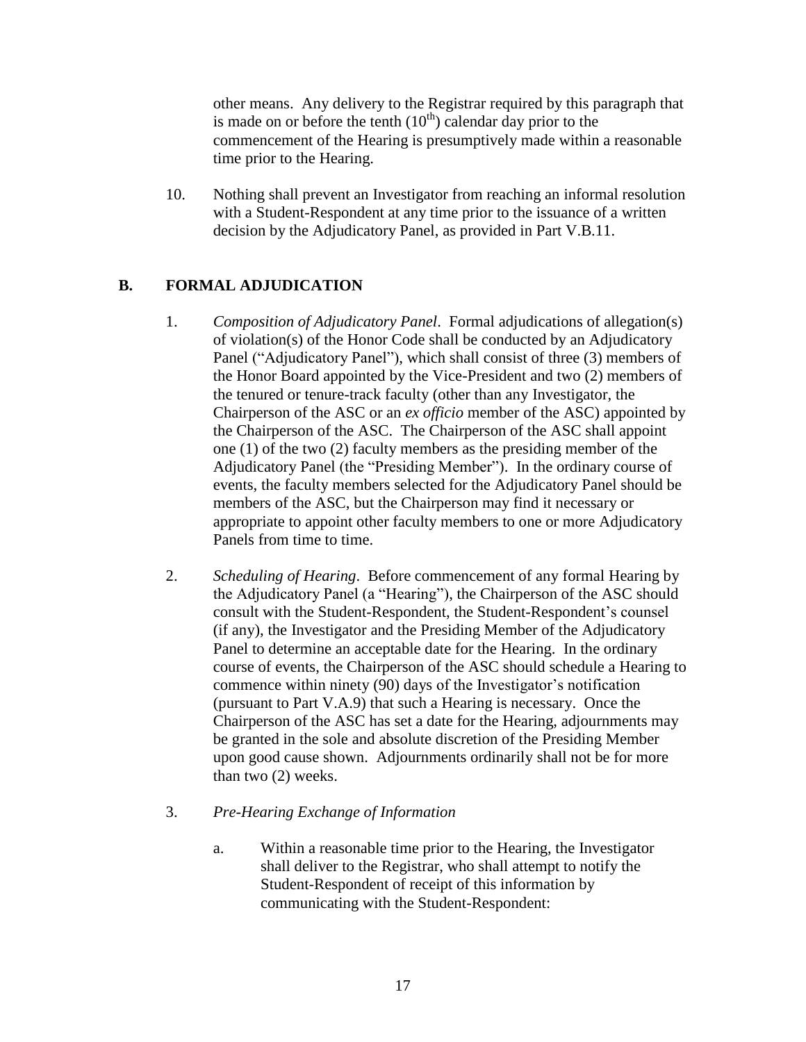other means. Any delivery to the Registrar required by this paragraph that is made on or before the tenth ($10^{th}$) calendar day prior to the commencement of the Hearing is presumptively made within a reasonable time prior to the Hearing.

10. Nothing shall prevent an Investigator from reaching an informal resolution with a Student-Respondent at any time prior to the issuance of a written decision by the Adjudicatory Panel, as provided in Part V.B.11.

## B. FORMAL ADJUDICATION

1. *Composition of Adjudicatory Panel*. Formal adjudications of allegation(s) of violation(s) of the Honor Code shall be conducted by an Adjudicatory Panel ("Adjudicatory Panel"), which shall consist of three (3) members of the Honor Board appointed by the Vice-President and two (2) members of the tenured or tenure-track faculty (other than any Investigator, the Chairperson of the ASC or an *ex officio* member of the ASC) appointed by the Chairperson of the ASC. The Chairperson of the ASC shall appoint one (1) of the two (2) faculty members as the presiding member of the Adjudicatory Panel (the "Presiding Member"). In the ordinary course of events, the faculty members selected for the Adjudicatory Panel should be members of the ASC, but the Chairperson may find it necessary or appropriate to appoint other faculty members to one or more Adjudicatory Panels from time to time.

2. *Scheduling of Hearing*. Before commencement of any formal Hearing by the Adjudicatory Panel (a "Hearing"), the Chairperson of the ASC should consult with the Student-Respondent, the Student-Respondent's counsel (if any), the Investigator and the Presiding Member of the Adjudicatory Panel to determine an acceptable date for the Hearing. In the ordinary course of events, the Chairperson of the ASC should schedule a Hearing to commence within ninety (90) days of the Investigator's notification (pursuant to Part V.A.9) that such a Hearing is necessary. Once the Chairperson of the ASC has set a date for the Hearing, adjournments may be granted in the sole and absolute discretion of the Presiding Member upon good cause shown. Adjournments ordinarily shall not be for more than two (2) weeks.

3. *Pre-Hearing Exchange of Information*

   a. Within a reasonable time prior to the Hearing, the Investigator shall deliver to the Registrar, who shall attempt to notify the Student-Respondent of receipt of this information by communicating with the Student-Respondent: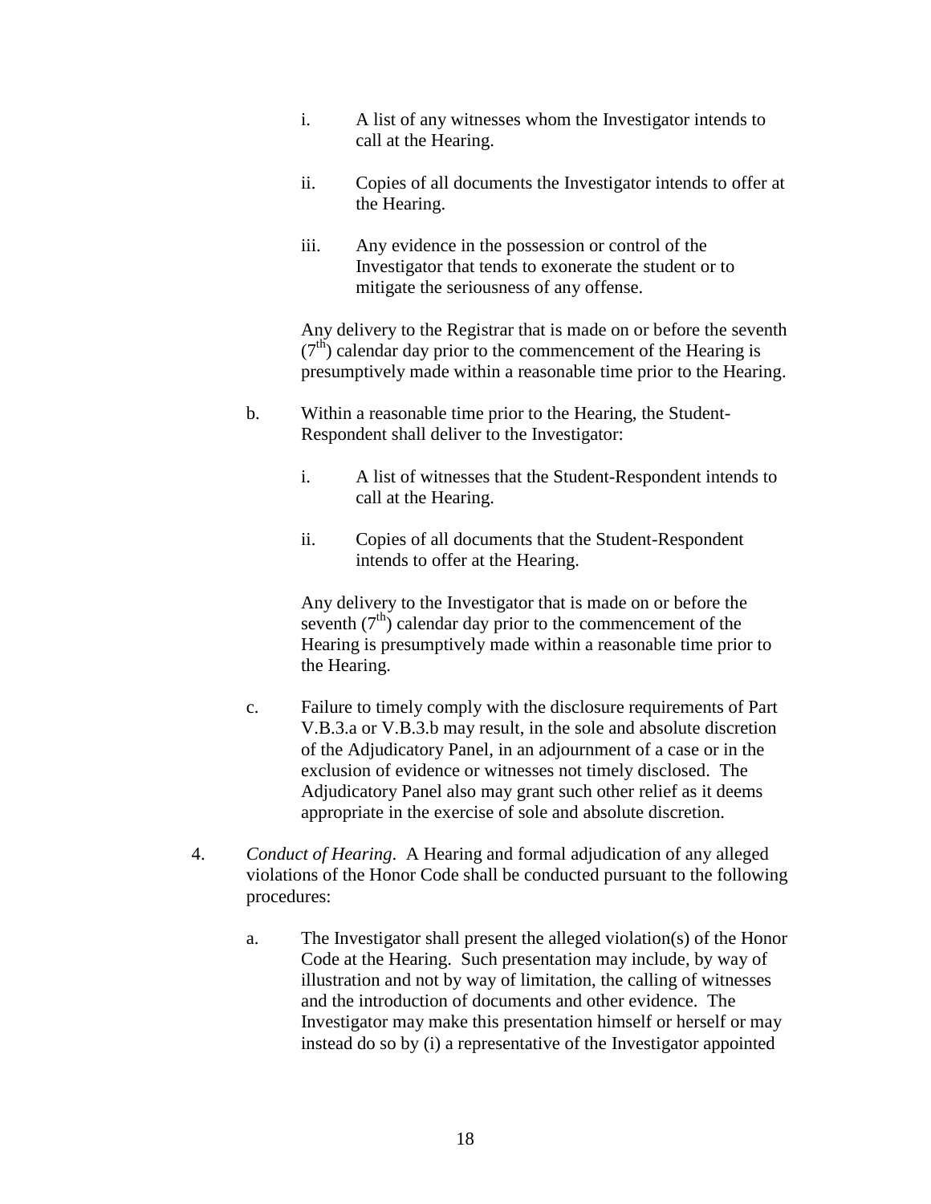i. A list of any witnesses whom the Investigator intends to call at the Hearing.

ii. Copies of all documents the Investigator intends to offer at the Hearing.

iii. Any evidence in the possession or control of the Investigator that tends to exonerate the student or to mitigate the seriousness of any offense.

Any delivery to the Registrar that is made on or before the seventh (7th) calendar day prior to the commencement of the Hearing is presumptively made within a reasonable time prior to the Hearing.

b. Within a reasonable time prior to the Hearing, the Student-Respondent shall deliver to the Investigator:

i. A list of witnesses that the Student-Respondent intends to call at the Hearing.

ii. Copies of all documents that the Student-Respondent intends to offer at the Hearing.

Any delivery to the Investigator that is made on or before the seventh (7th) calendar day prior to the commencement of the Hearing is presumptively made within a reasonable time prior to the Hearing.

c. Failure to timely comply with the disclosure requirements of Part V.B.3.a or V.B.3.b may result, in the sole and absolute discretion of the Adjudicatory Panel, in an adjournment of a case or in the exclusion of evidence or witnesses not timely disclosed. The Adjudicatory Panel also may grant such other relief as it deems appropriate in the exercise of sole and absolute discretion.

4. *Conduct of Hearing*. A Hearing and formal adjudication of any alleged violations of the Honor Code shall be conducted pursuant to the following procedures:

a. The Investigator shall present the alleged violation(s) of the Honor Code at the Hearing. Such presentation may include, by way of illustration and not by way of limitation, the calling of witnesses and the introduction of documents and other evidence. The Investigator may make this presentation himself or herself or may instead do so by (i) a representative of the Investigator appointed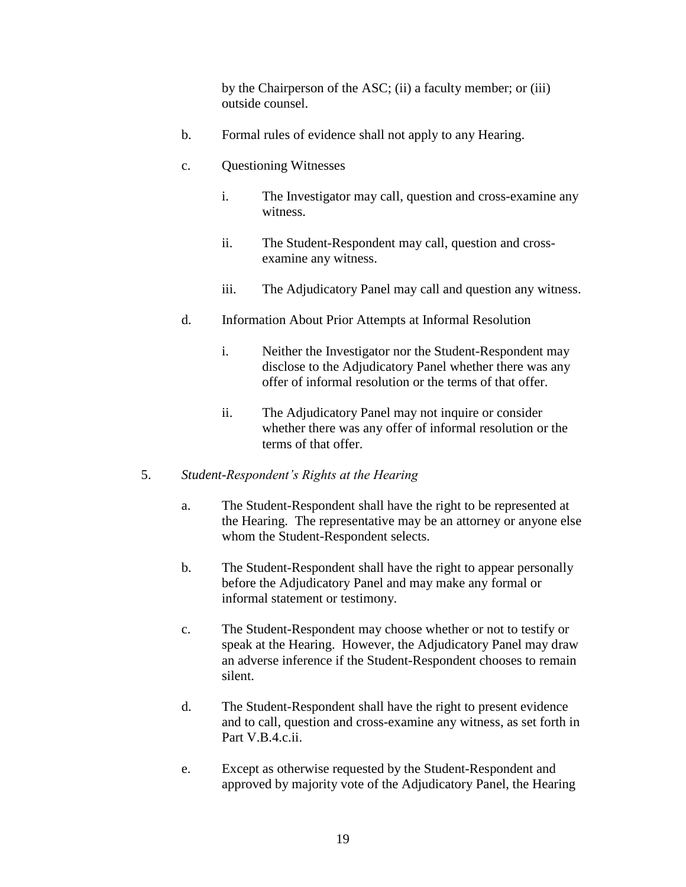by the Chairperson of the ASC; (ii) a faculty member; or (iii) outside counsel.

b. Formal rules of evidence shall not apply to any Hearing.

c. Questioning Witnesses

   i. The Investigator may call, question and cross-examine any witness.

   ii. The Student-Respondent may call, question and cross-examine any witness.

   iii. The Adjudicatory Panel may call and question any witness.

d. Information About Prior Attempts at Informal Resolution

   i. Neither the Investigator nor the Student-Respondent may disclose to the Adjudicatory Panel whether there was any offer of informal resolution or the terms of that offer.

   ii. The Adjudicatory Panel may not inquire or consider whether there was any offer of informal resolution or the terms of that offer.

5. *Student-Respondent's Rights at the Hearing*

   a. The Student-Respondent shall have the right to be represented at the Hearing. The representative may be an attorney or anyone else whom the Student-Respondent selects.

   b. The Student-Respondent shall have the right to appear personally before the Adjudicatory Panel and may make any formal or informal statement or testimony.

   c. The Student-Respondent may choose whether or not to testify or speak at the Hearing. However, the Adjudicatory Panel may draw an adverse inference if the Student-Respondent chooses to remain silent.

   d. The Student-Respondent shall have the right to present evidence and to call, question and cross-examine any witness, as set forth in Part V.B.4.c.ii.

   e. Except as otherwise requested by the Student-Respondent and approved by majority vote of the Adjudicatory Panel, the Hearing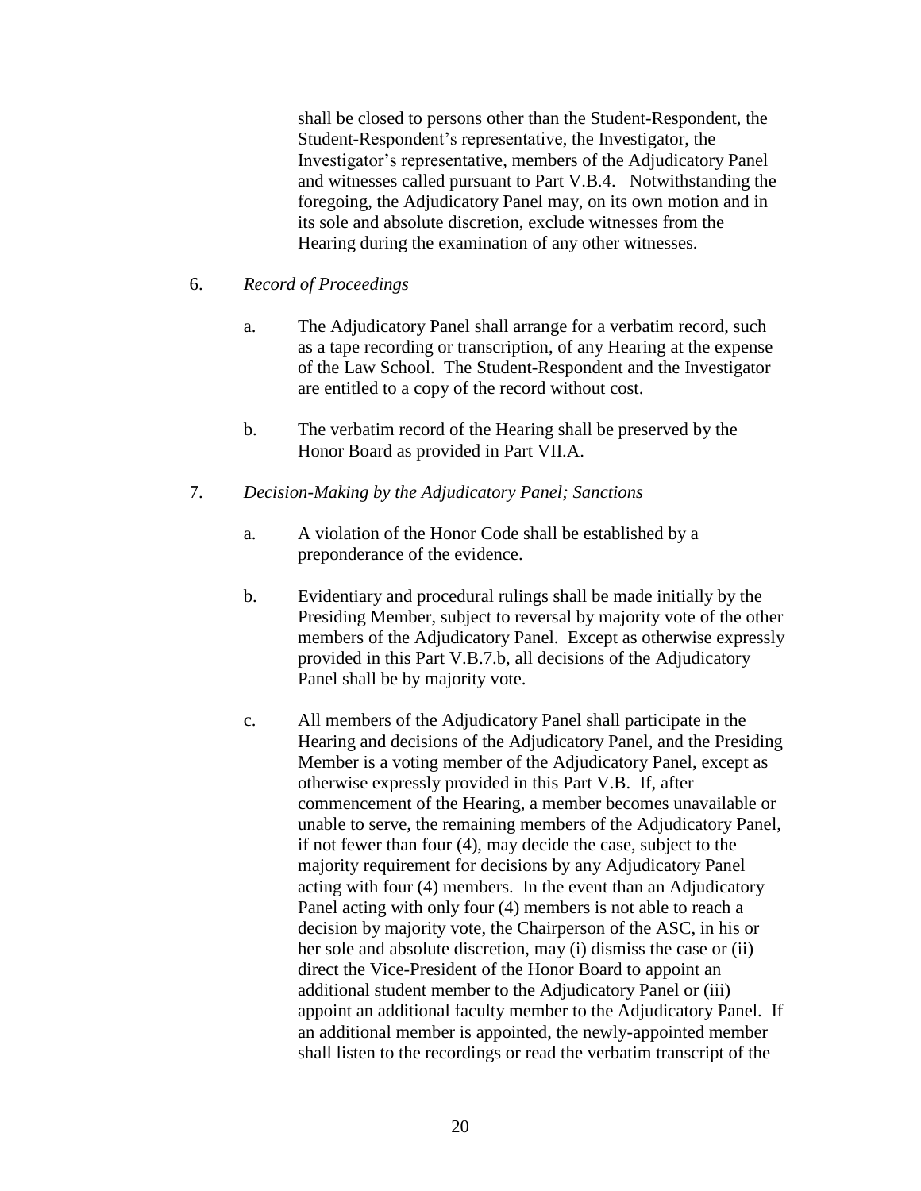shall be closed to persons other than the Student-Respondent, the Student-Respondent's representative, the Investigator, the Investigator's representative, members of the Adjudicatory Panel and witnesses called pursuant to Part V.B.4. Notwithstanding the foregoing, the Adjudicatory Panel may, on its own motion and in its sole and absolute discretion, exclude witnesses from the Hearing during the examination of any other witnesses.

6. *Record of Proceedings*

   a. The Adjudicatory Panel shall arrange for a verbatim record, such as a tape recording or transcription, of any Hearing at the expense of the Law School. The Student-Respondent and the Investigator are entitled to a copy of the record without cost.

   b. The verbatim record of the Hearing shall be preserved by the Honor Board as provided in Part VII.A.

7. *Decision-Making by the Adjudicatory Panel; Sanctions*

   a. A violation of the Honor Code shall be established by a preponderance of the evidence.

   b. Evidentiary and procedural rulings shall be made initially by the Presiding Member, subject to reversal by majority vote of the other members of the Adjudicatory Panel. Except as otherwise expressly provided in this Part V.B.7.b, all decisions of the Adjudicatory Panel shall be by majority vote.

   c. All members of the Adjudicatory Panel shall participate in the Hearing and decisions of the Adjudicatory Panel, and the Presiding Member is a voting member of the Adjudicatory Panel, except as otherwise expressly provided in this Part V.B. If, after commencement of the Hearing, a member becomes unavailable or unable to serve, the remaining members of the Adjudicatory Panel, if not fewer than four (4), may decide the case, subject to the majority requirement for decisions by any Adjudicatory Panel acting with four (4) members. In the event than an Adjudicatory Panel acting with only four (4) members is not able to reach a decision by majority vote, the Chairperson of the ASC, in his or her sole and absolute discretion, may (i) dismiss the case or (ii) direct the Vice-President of the Honor Board to appoint an additional student member to the Adjudicatory Panel or (iii) appoint an additional faculty member to the Adjudicatory Panel. If an additional member is appointed, the newly-appointed member shall listen to the recordings or read the verbatim transcript of the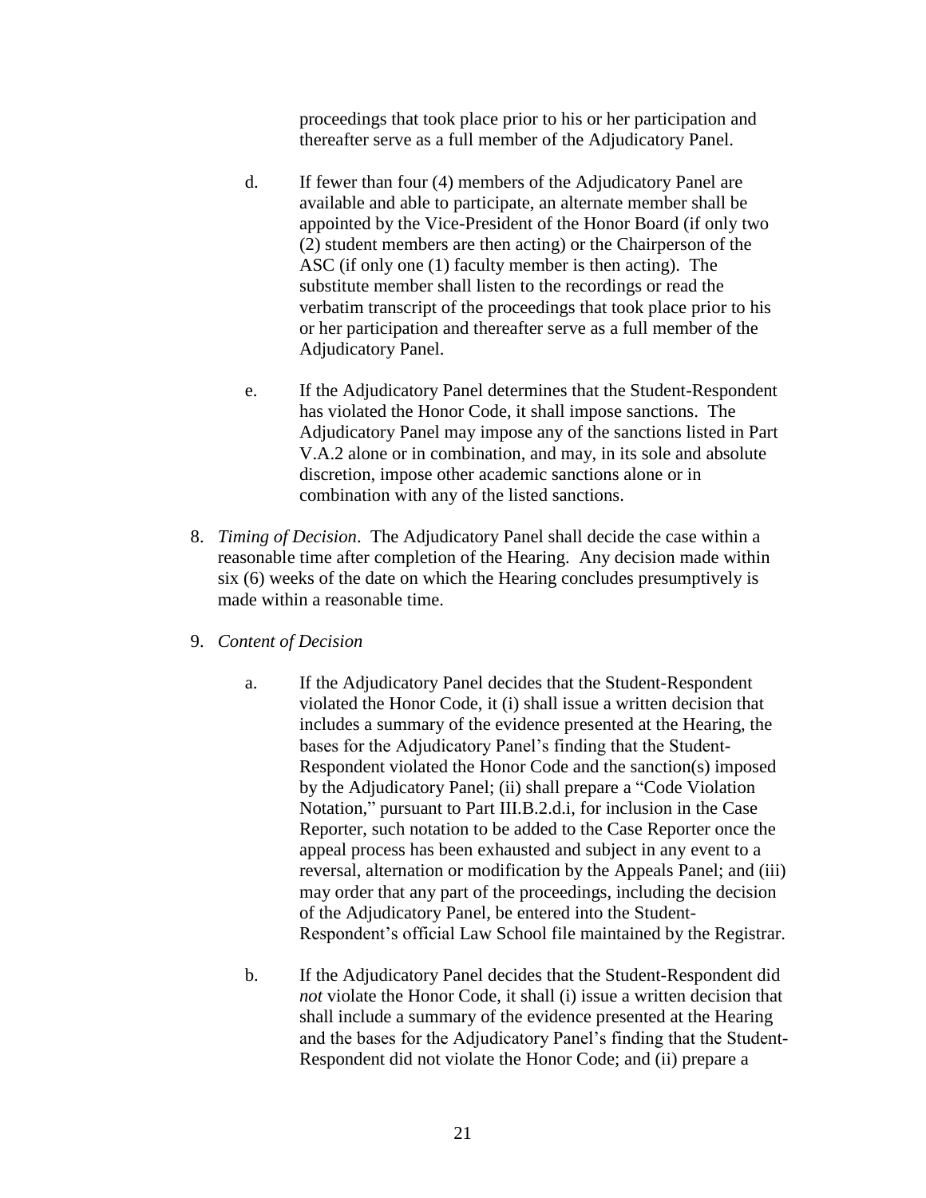proceedings that took place prior to his or her participation and thereafter serve as a full member of the Adjudicatory Panel.

d. If fewer than four (4) members of the Adjudicatory Panel are available and able to participate, an alternate member shall be appointed by the Vice-President of the Honor Board (if only two (2) student members are then acting) or the Chairperson of the ASC (if only one (1) faculty member is then acting). The substitute member shall listen to the recordings or read the verbatim transcript of the proceedings that took place prior to his or her participation and thereafter serve as a full member of the Adjudicatory Panel.

e. If the Adjudicatory Panel determines that the Student-Respondent has violated the Honor Code, it shall impose sanctions. The Adjudicatory Panel may impose any of the sanctions listed in Part V.A.2 alone or in combination, and may, in its sole and absolute discretion, impose other academic sanctions alone or in combination with any of the listed sanctions.

8. *Timing of Decision*. The Adjudicatory Panel shall decide the case within a reasonable time after completion of the Hearing. Any decision made within six (6) weeks of the date on which the Hearing concludes presumptively is made within a reasonable time.

9. *Content of Decision*

   a. If the Adjudicatory Panel decides that the Student-Respondent violated the Honor Code, it (i) shall issue a written decision that includes a summary of the evidence presented at the Hearing, the bases for the Adjudicatory Panel's finding that the Student-Respondent violated the Honor Code and the sanction(s) imposed by the Adjudicatory Panel; (ii) shall prepare a "Code Violation Notation," pursuant to Part III.B.2.d.i, for inclusion in the Case Reporter, such notation to be added to the Case Reporter once the appeal process has been exhausted and subject in any event to a reversal, alternation or modification by the Appeals Panel; and (iii) may order that any part of the proceedings, including the decision of the Adjudicatory Panel, be entered into the Student-Respondent's official Law School file maintained by the Registrar.

   b. If the Adjudicatory Panel decides that the Student-Respondent did *not* violate the Honor Code, it shall (i) issue a written decision that shall include a summary of the evidence presented at the Hearing and the bases for the Adjudicatory Panel's finding that the Student-Respondent did not violate the Honor Code; and (ii) prepare a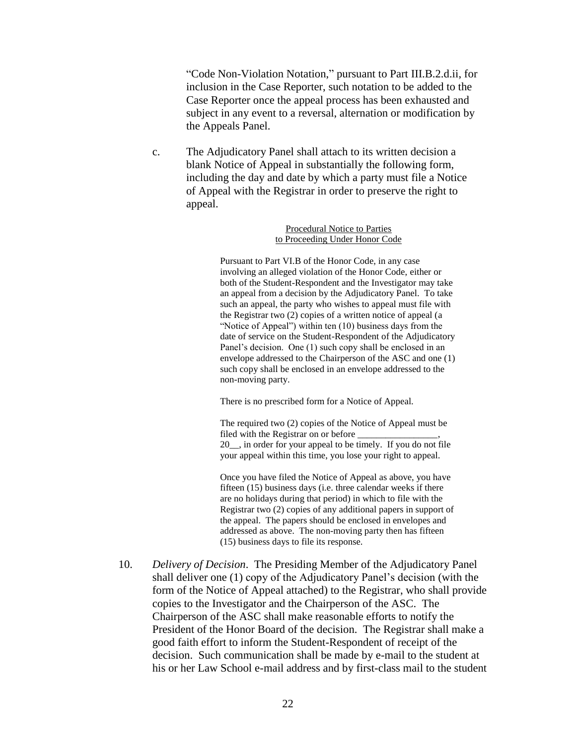"Code Non-Violation Notation," pursuant to Part III.B.2.d.ii, for inclusion in the Case Reporter, such notation to be added to the Case Reporter once the appeal process has been exhausted and subject in any event to a reversal, alternation or modification by the Appeals Panel.

c. The Adjudicatory Panel shall attach to its written decision a blank Notice of Appeal in substantially the following form, including the day and date by which a party must file a Notice of Appeal with the Registrar in order to preserve the right to appeal.

> Procedural Notice to Parties to Proceeding Under Honor Code
>
> Pursuant to Part VI.B of the Honor Code, in any case involving an alleged violation of the Honor Code, either or both of the Student-Respondent and the Investigator may take an appeal from a decision by the Adjudicatory Panel. To take such an appeal, the party who wishes to appeal must file with the Registrar two (2) copies of a written notice of appeal (a "Notice of Appeal") within ten (10) business days from the date of service on the Student-Respondent of the Adjudicatory Panel's decision. One (1) such copy shall be enclosed in an envelope addressed to the Chairperson of the ASC and one (1) such copy shall be enclosed in an envelope addressed to the non-moving party.
>
> There is no prescribed form for a Notice of Appeal.
>
> The required two (2) copies of the Notice of Appeal must be filed with the Registrar on or before _________________, 20__, in order for your appeal to be timely. If you do not file your appeal within this time, you lose your right to appeal.
>
> Once you have filed the Notice of Appeal as above, you have fifteen (15) business days (i.e. three calendar weeks if there are no holidays during that period) in which to file with the Registrar two (2) copies of any additional papers in support of the appeal. The papers should be enclosed in envelopes and addressed as above. The non-moving party then has fifteen (15) business days to file its response.

10. *Delivery of Decision*. The Presiding Member of the Adjudicatory Panel shall deliver one (1) copy of the Adjudicatory Panel's decision (with the form of the Notice of Appeal attached) to the Registrar, who shall provide copies to the Investigator and the Chairperson of the ASC. The Chairperson of the ASC shall make reasonable efforts to notify the President of the Honor Board of the decision. The Registrar shall make a good faith effort to inform the Student-Respondent of receipt of the decision. Such communication shall be made by e-mail to the student at his or her Law School e-mail address and by first-class mail to the student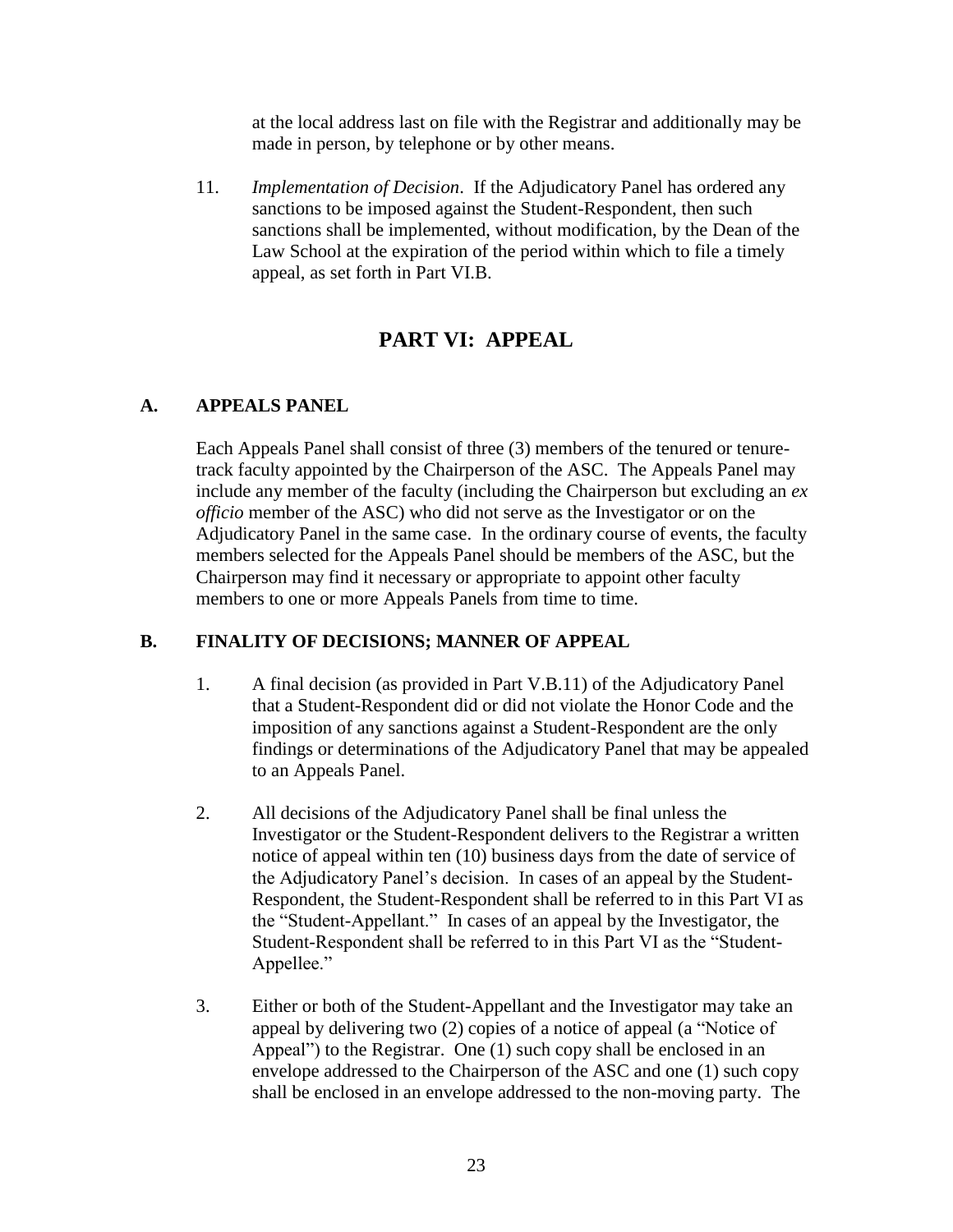at the local address last on file with the Registrar and additionally may be made in person, by telephone or by other means.

11. *Implementation of Decision*. If the Adjudicatory Panel has ordered any sanctions to be imposed against the Student-Respondent, then such sanctions shall be implemented, without modification, by the Dean of the Law School at the expiration of the period within which to file a timely appeal, as set forth in Part VI.B.

# PART VI: APPEAL

## A. APPEALS PANEL

Each Appeals Panel shall consist of three (3) members of the tenured or tenure-track faculty appointed by the Chairperson of the ASC. The Appeals Panel may include any member of the faculty (including the Chairperson but excluding an *ex officio* member of the ASC) who did not serve as the Investigator or on the Adjudicatory Panel in the same case. In the ordinary course of events, the faculty members selected for the Appeals Panel should be members of the ASC, but the Chairperson may find it necessary or appropriate to appoint other faculty members to one or more Appeals Panels from time to time.

## B. FINALITY OF DECISIONS; MANNER OF APPEAL

1. A final decision (as provided in Part V.B.11) of the Adjudicatory Panel that a Student-Respondent did or did not violate the Honor Code and the imposition of any sanctions against a Student-Respondent are the only findings or determinations of the Adjudicatory Panel that may be appealed to an Appeals Panel.

2. All decisions of the Adjudicatory Panel shall be final unless the Investigator or the Student-Respondent delivers to the Registrar a written notice of appeal within ten (10) business days from the date of service of the Adjudicatory Panel's decision. In cases of an appeal by the Student-Respondent, the Student-Respondent shall be referred to in this Part VI as the "Student-Appellant." In cases of an appeal by the Investigator, the Student-Respondent shall be referred to in this Part VI as the "Student-Appellee."

3. Either or both of the Student-Appellant and the Investigator may take an appeal by delivering two (2) copies of a notice of appeal (a "Notice of Appeal") to the Registrar. One (1) such copy shall be enclosed in an envelope addressed to the Chairperson of the ASC and one (1) such copy shall be enclosed in an envelope addressed to the non-moving party. The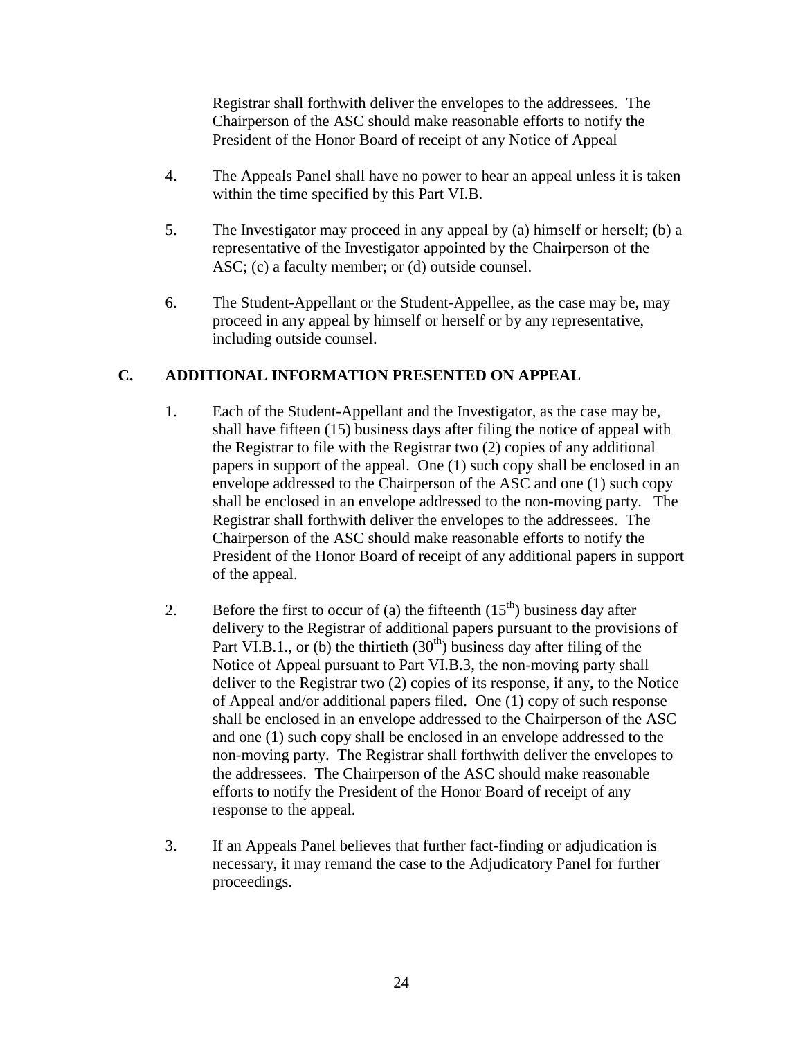Registrar shall forthwith deliver the envelopes to the addressees. The Chairperson of the ASC should make reasonable efforts to notify the President of the Honor Board of receipt of any Notice of Appeal

4. The Appeals Panel shall have no power to hear an appeal unless it is taken within the time specified by this Part VI.B.

5. The Investigator may proceed in any appeal by (a) himself or herself; (b) a representative of the Investigator appointed by the Chairperson of the ASC; (c) a faculty member; or (d) outside counsel.

6. The Student-Appellant or the Student-Appellee, as the case may be, may proceed in any appeal by himself or herself or by any representative, including outside counsel.

## C. ADDITIONAL INFORMATION PRESENTED ON APPEAL

1. Each of the Student-Appellant and the Investigator, as the case may be, shall have fifteen (15) business days after filing the notice of appeal with the Registrar to file with the Registrar two (2) copies of any additional papers in support of the appeal. One (1) such copy shall be enclosed in an envelope addressed to the Chairperson of the ASC and one (1) such copy shall be enclosed in an envelope addressed to the non-moving party. The Registrar shall forthwith deliver the envelopes to the addressees. The Chairperson of the ASC should make reasonable efforts to notify the President of the Honor Board of receipt of any additional papers in support of the appeal.

2. Before the first to occur of (a) the fifteenth (15th) business day after delivery to the Registrar of additional papers pursuant to the provisions of Part VI.B.1., or (b) the thirtieth (30th) business day after filing of the Notice of Appeal pursuant to Part VI.B.3, the non-moving party shall deliver to the Registrar two (2) copies of its response, if any, to the Notice of Appeal and/or additional papers filed. One (1) copy of such response shall be enclosed in an envelope addressed to the Chairperson of the ASC and one (1) such copy shall be enclosed in an envelope addressed to the non-moving party. The Registrar shall forthwith deliver the envelopes to the addressees. The Chairperson of the ASC should make reasonable efforts to notify the President of the Honor Board of receipt of any response to the appeal.

3. If an Appeals Panel believes that further fact-finding or adjudication is necessary, it may remand the case to the Adjudicatory Panel for further proceedings.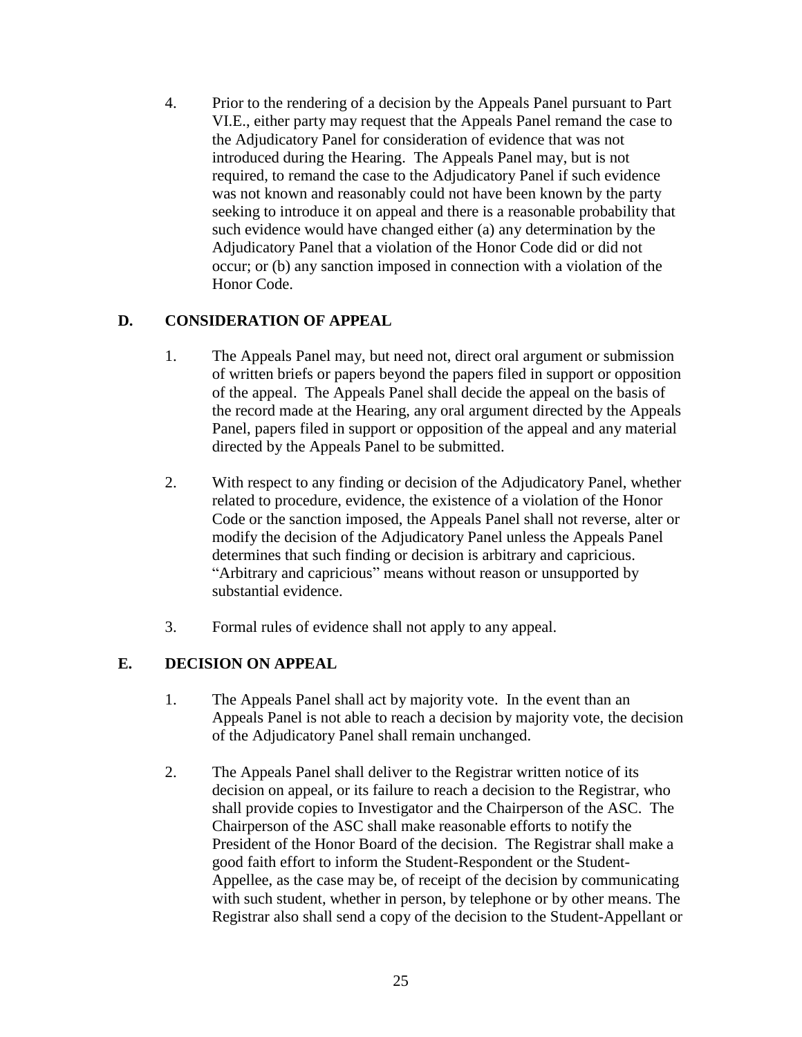4. Prior to the rendering of a decision by the Appeals Panel pursuant to Part VI.E., either party may request that the Appeals Panel remand the case to the Adjudicatory Panel for consideration of evidence that was not introduced during the Hearing. The Appeals Panel may, but is not required, to remand the case to the Adjudicatory Panel if such evidence was not known and reasonably could not have been known by the party seeking to introduce it on appeal and there is a reasonable probability that such evidence would have changed either (a) any determination by the Adjudicatory Panel that a violation of the Honor Code did or did not occur; or (b) any sanction imposed in connection with a violation of the Honor Code.

## D. CONSIDERATION OF APPEAL

1. The Appeals Panel may, but need not, direct oral argument or submission of written briefs or papers beyond the papers filed in support or opposition of the appeal. The Appeals Panel shall decide the appeal on the basis of the record made at the Hearing, any oral argument directed by the Appeals Panel, papers filed in support or opposition of the appeal and any material directed by the Appeals Panel to be submitted.

2. With respect to any finding or decision of the Adjudicatory Panel, whether related to procedure, evidence, the existence of a violation of the Honor Code or the sanction imposed, the Appeals Panel shall not reverse, alter or modify the decision of the Adjudicatory Panel unless the Appeals Panel determines that such finding or decision is arbitrary and capricious. "Arbitrary and capricious" means without reason or unsupported by substantial evidence.

3. Formal rules of evidence shall not apply to any appeal.

## E. DECISION ON APPEAL

1. The Appeals Panel shall act by majority vote. In the event than an Appeals Panel is not able to reach a decision by majority vote, the decision of the Adjudicatory Panel shall remain unchanged.

2. The Appeals Panel shall deliver to the Registrar written notice of its decision on appeal, or its failure to reach a decision to the Registrar, who shall provide copies to Investigator and the Chairperson of the ASC. The Chairperson of the ASC shall make reasonable efforts to notify the President of the Honor Board of the decision. The Registrar shall make a good faith effort to inform the Student-Respondent or the Student-Appellee, as the case may be, of receipt of the decision by communicating with such student, whether in person, by telephone or by other means. The Registrar also shall send a copy of the decision to the Student-Appellant or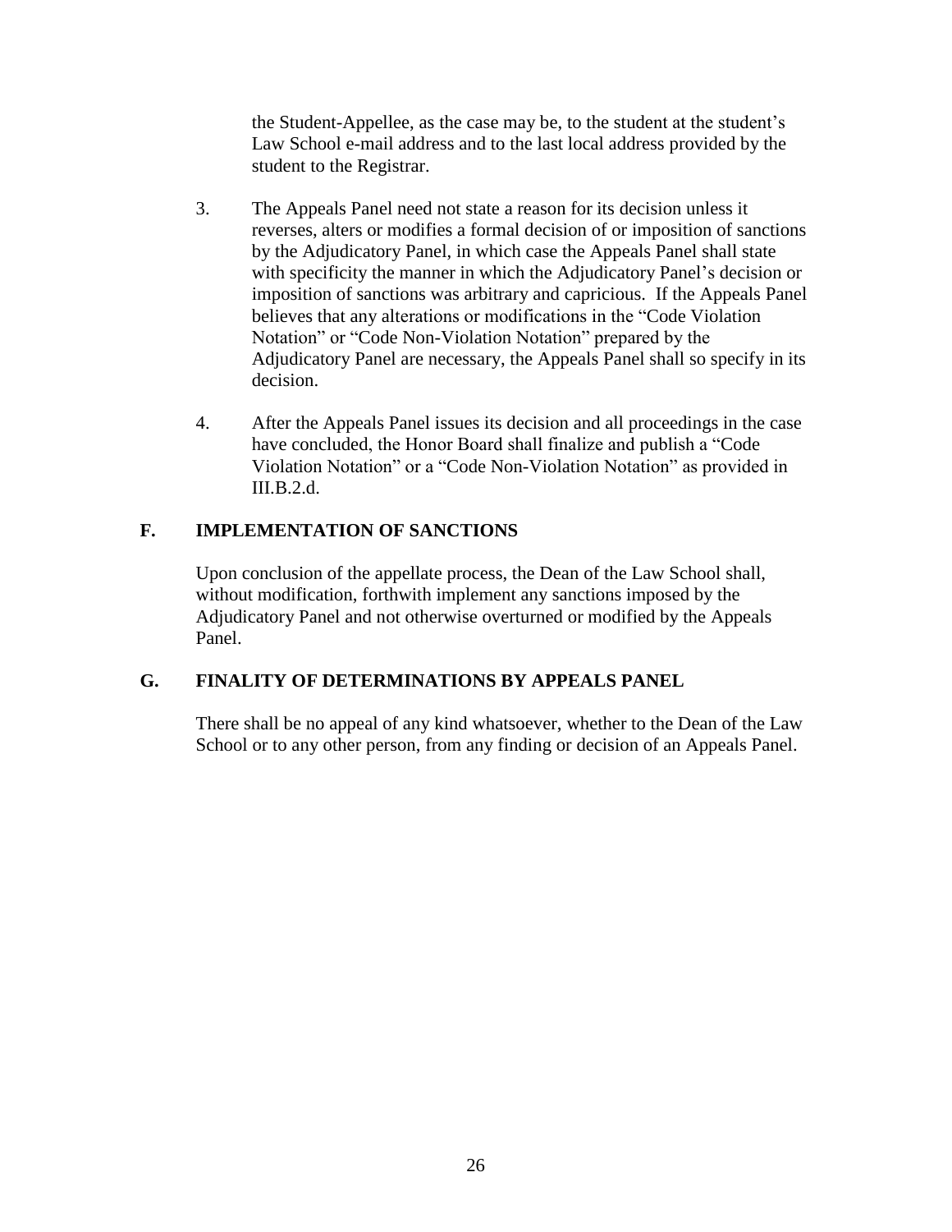the Student-Appellee, as the case may be, to the student at the student's Law School e-mail address and to the last local address provided by the student to the Registrar.

3. The Appeals Panel need not state a reason for its decision unless it reverses, alters or modifies a formal decision of or imposition of sanctions by the Adjudicatory Panel, in which case the Appeals Panel shall state with specificity the manner in which the Adjudicatory Panel's decision or imposition of sanctions was arbitrary and capricious. If the Appeals Panel believes that any alterations or modifications in the "Code Violation Notation" or "Code Non-Violation Notation" prepared by the Adjudicatory Panel are necessary, the Appeals Panel shall so specify in its decision.

4. After the Appeals Panel issues its decision and all proceedings in the case have concluded, the Honor Board shall finalize and publish a "Code Violation Notation" or a "Code Non-Violation Notation" as provided in III.B.2.d.

### F. IMPLEMENTATION OF SANCTIONS

Upon conclusion of the appellate process, the Dean of the Law School shall, without modification, forthwith implement any sanctions imposed by the Adjudicatory Panel and not otherwise overturned or modified by the Appeals Panel.

### G. FINALITY OF DETERMINATIONS BY APPEALS PANEL

There shall be no appeal of any kind whatsoever, whether to the Dean of the Law School or to any other person, from any finding or decision of an Appeals Panel.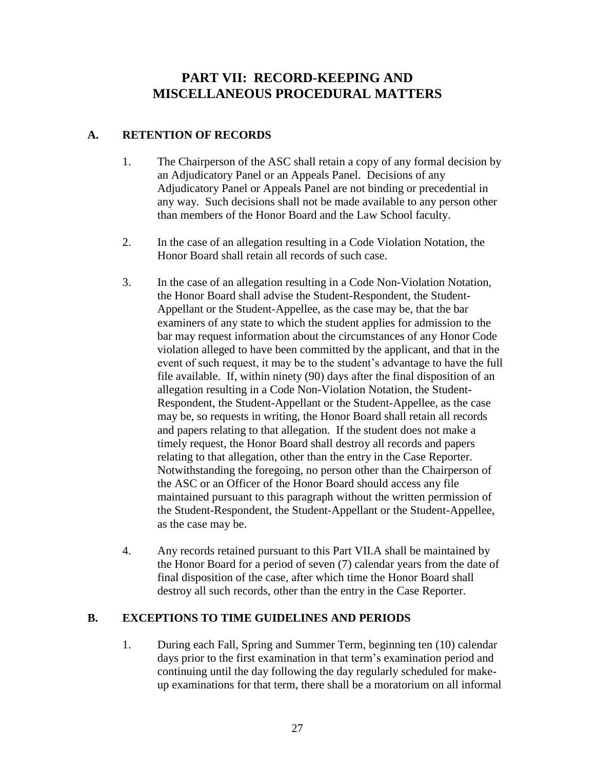# PART VII: RECORD-KEEPING AND MISCELLANEOUS PROCEDURAL MATTERS

## A. RETENTION OF RECORDS

1. The Chairperson of the ASC shall retain a copy of any formal decision by an Adjudicatory Panel or an Appeals Panel. Decisions of any Adjudicatory Panel or Appeals Panel are not binding or precedential in any way. Such decisions shall not be made available to any person other than members of the Honor Board and the Law School faculty.

2. In the case of an allegation resulting in a Code Violation Notation, the Honor Board shall retain all records of such case.

3. In the case of an allegation resulting in a Code Non-Violation Notation, the Honor Board shall advise the Student-Respondent, the Student-Appellant or the Student-Appellee, as the case may be, that the bar examiners of any state to which the student applies for admission to the bar may request information about the circumstances of any Honor Code violation alleged to have been committed by the applicant, and that in the event of such request, it may be to the student's advantage to have the full file available. If, within ninety (90) days after the final disposition of an allegation resulting in a Code Non-Violation Notation, the Student-Respondent, the Student-Appellant or the Student-Appellee, as the case may be, so requests in writing, the Honor Board shall retain all records and papers relating to that allegation. If the student does not make a timely request, the Honor Board shall destroy all records and papers relating to that allegation, other than the entry in the Case Reporter. Notwithstanding the foregoing, no person other than the Chairperson of the ASC or an Officer of the Honor Board should access any file maintained pursuant to this paragraph without the written permission of the Student-Respondent, the Student-Appellant or the Student-Appellee, as the case may be.

4. Any records retained pursuant to this Part VII.A shall be maintained by the Honor Board for a period of seven (7) calendar years from the date of final disposition of the case, after which time the Honor Board shall destroy all such records, other than the entry in the Case Reporter.

## B. EXCEPTIONS TO TIME GUIDELINES AND PERIODS

1. During each Fall, Spring and Summer Term, beginning ten (10) calendar days prior to the first examination in that term's examination period and continuing until the day following the day regularly scheduled for make-up examinations for that term, there shall be a moratorium on all informal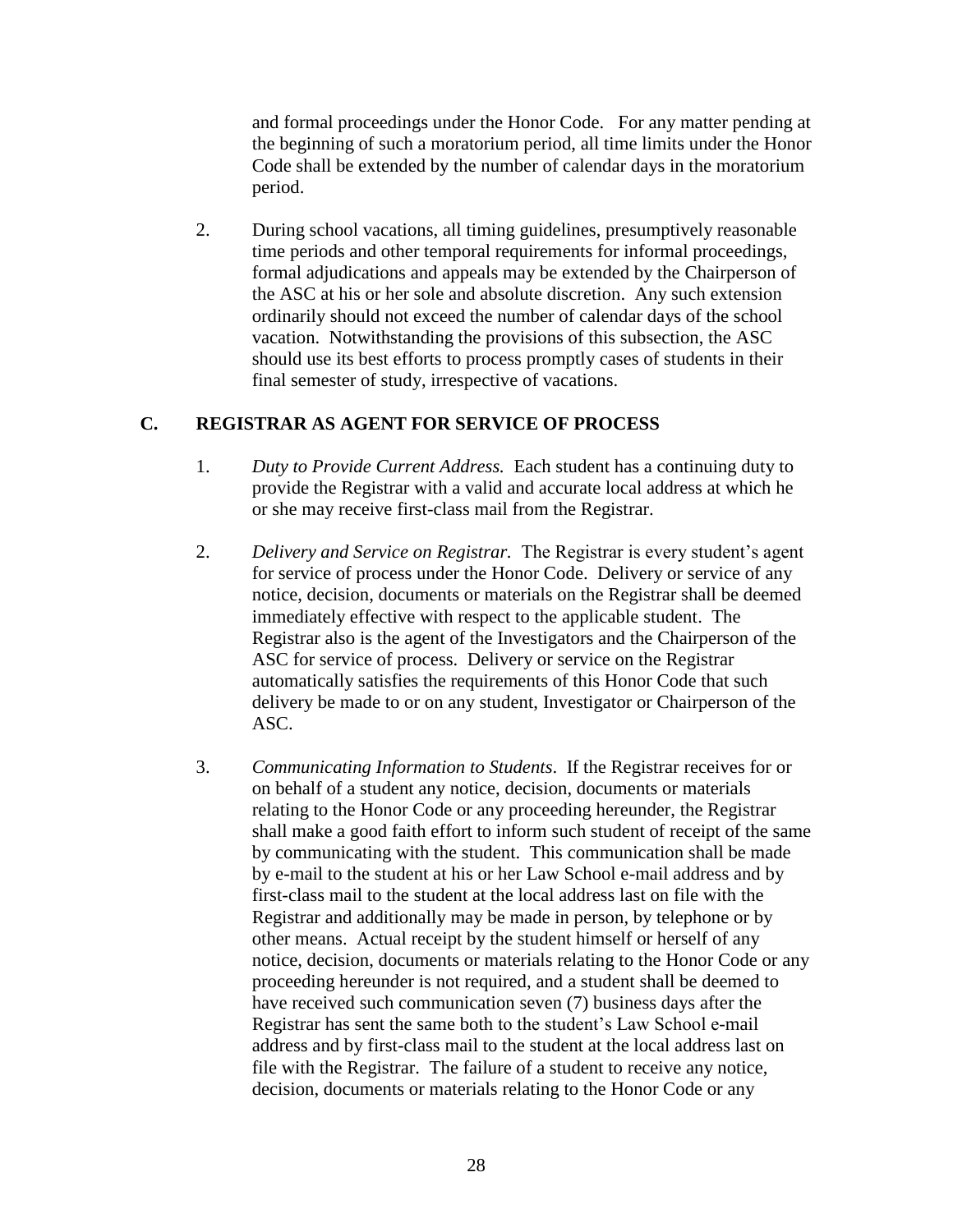and formal proceedings under the Honor Code. For any matter pending at the beginning of such a moratorium period, all time limits under the Honor Code shall be extended by the number of calendar days in the moratorium period.

2. During school vacations, all timing guidelines, presumptively reasonable time periods and other temporal requirements for informal proceedings, formal adjudications and appeals may be extended by the Chairperson of the ASC at his or her sole and absolute discretion. Any such extension ordinarily should not exceed the number of calendar days of the school vacation. Notwithstanding the provisions of this subsection, the ASC should use its best efforts to process promptly cases of students in their final semester of study, irrespective of vacations.

## C. REGISTRAR AS AGENT FOR SERVICE OF PROCESS

1. *Duty to Provide Current Address.* Each student has a continuing duty to provide the Registrar with a valid and accurate local address at which he or she may receive first-class mail from the Registrar.

2. *Delivery and Service on Registrar.* The Registrar is every student's agent for service of process under the Honor Code. Delivery or service of any notice, decision, documents or materials on the Registrar shall be deemed immediately effective with respect to the applicable student. The Registrar also is the agent of the Investigators and the Chairperson of the ASC for service of process. Delivery or service on the Registrar automatically satisfies the requirements of this Honor Code that such delivery be made to or on any student, Investigator or Chairperson of the ASC.

3. *Communicating Information to Students*. If the Registrar receives for or on behalf of a student any notice, decision, documents or materials relating to the Honor Code or any proceeding hereunder, the Registrar shall make a good faith effort to inform such student of receipt of the same by communicating with the student. This communication shall be made by e-mail to the student at his or her Law School e-mail address and by first-class mail to the student at the local address last on file with the Registrar and additionally may be made in person, by telephone or by other means. Actual receipt by the student himself or herself of any notice, decision, documents or materials relating to the Honor Code or any proceeding hereunder is not required, and a student shall be deemed to have received such communication seven (7) business days after the Registrar has sent the same both to the student's Law School e-mail address and by first-class mail to the student at the local address last on file with the Registrar. The failure of a student to receive any notice, decision, documents or materials relating to the Honor Code or any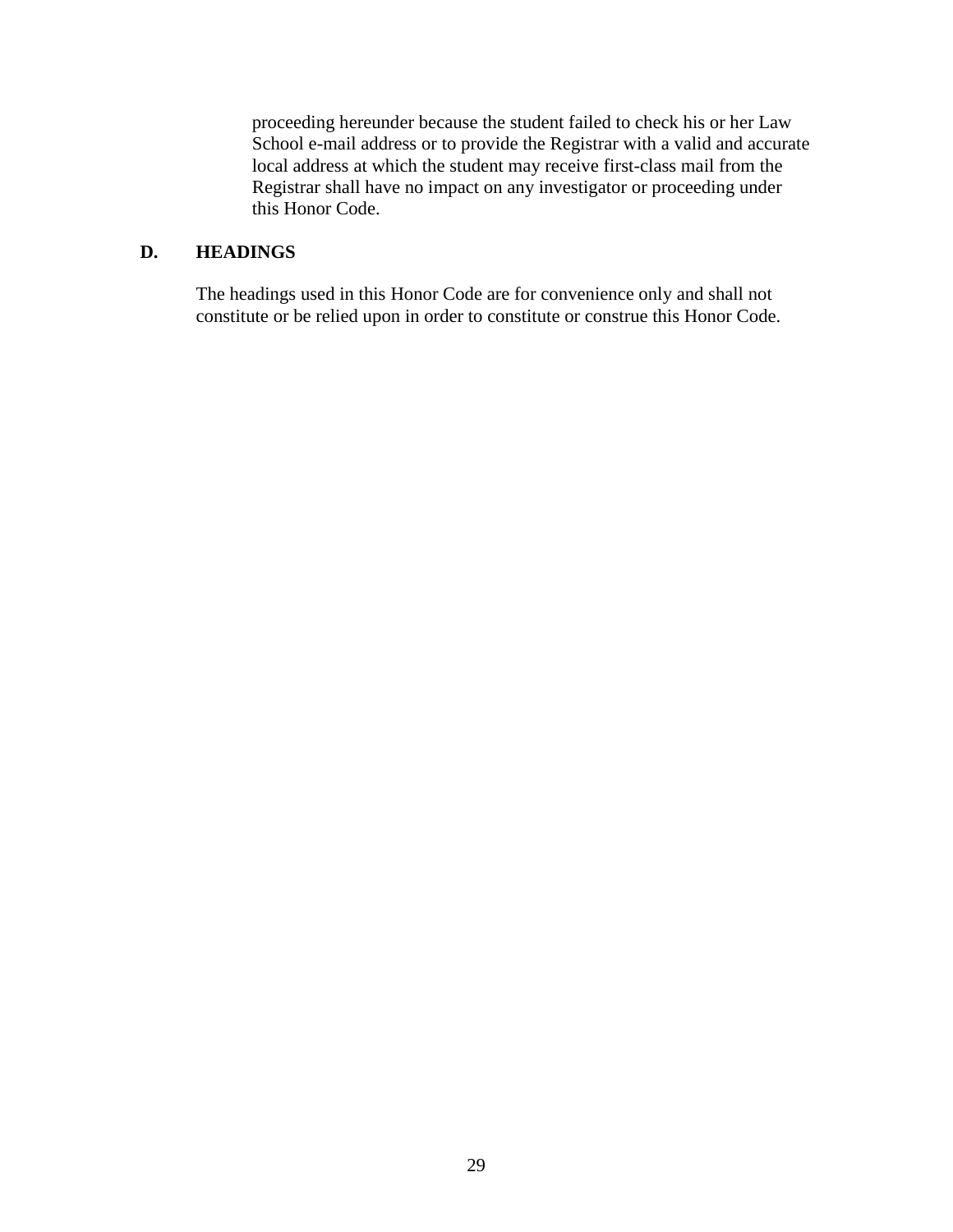proceeding hereunder because the student failed to check his or her Law School e-mail address or to provide the Registrar with a valid and accurate local address at which the student may receive first-class mail from the Registrar shall have no impact on any investigator or proceeding under this Honor Code.

## D. HEADINGS

The headings used in this Honor Code are for convenience only and shall not constitute or be relied upon in order to constitute or construe this Honor Code.